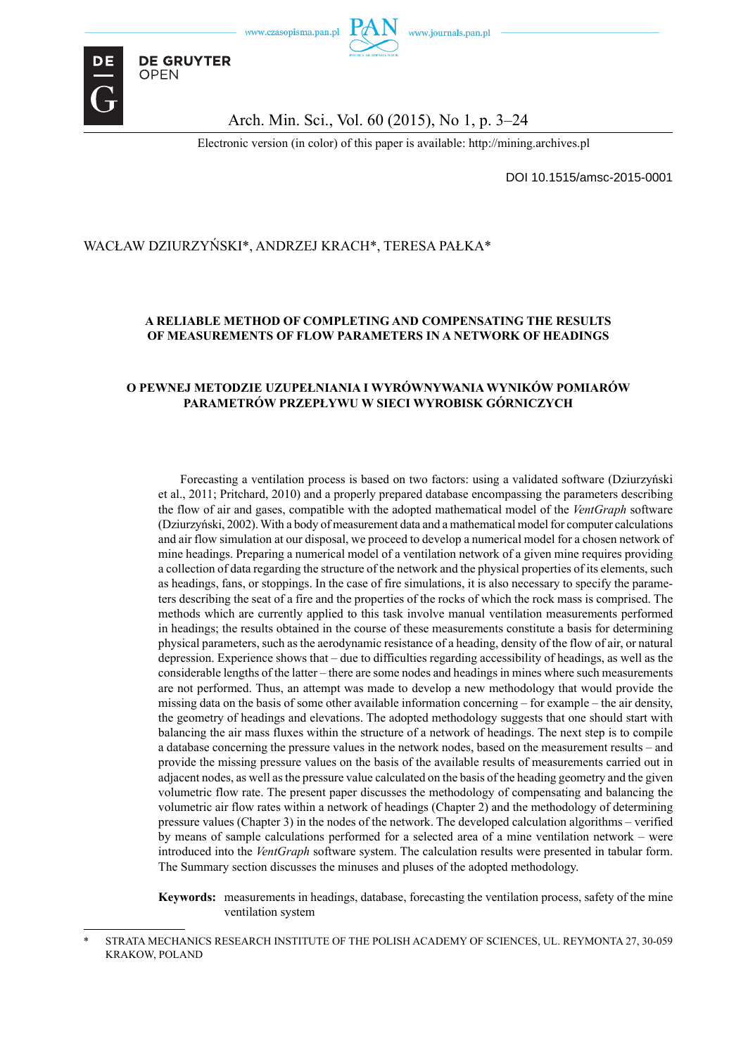DOI 10.1515/amsc-2015-0001

WACŁAW DZIURZYŃSKI*, ANDRZEJ KRACH*, TERESA PAŁKA*

# A RELIABLE METHOD OF COMPLETING AND COMPENSATING THE RESULTS OF MEASUREMENTS OF FLOW PARAMETERS IN A NETWORK OF HEADINGS

# O PEWNEJ METODZIE UZUPEŁNIANIA I WYRÓWNYWANIA WYNIKÓW POMIARÓW PARAMETRÓW PRZEPŁYWU W SIECI WYROBISK GÓRNICZYCH

Forecasting a ventilation process is based on two factors: using a validated software (Dziurzyński et al., 2011; Pritchard, 2010) and a properly prepared database encompassing the parameters describing the flow of air and gases, compatible with the adopted mathematical model of the *VentGraph* software (Dziurzyński, 2002). With a body of measurement data and a mathematical model for computer calculations and air flow simulation at our disposal, we proceed to develop a numerical model for a chosen network of mine headings. Preparing a numerical model of a ventilation network of a given mine requires providing a collection of data regarding the structure of the network and the physical properties of its elements, such as headings, fans, or stoppings. In the case of fire simulations, it is also necessary to specify the parameters describing the seat of a fire and the properties of the rocks of which the rock mass is comprised. The methods which are currently applied to this task involve manual ventilation measurements performed in headings; the results obtained in the course of these measurements constitute a basis for determining physical parameters, such as the aerodynamic resistance of a heading, density of the flow of air, or natural depression. Experience shows that – due to difficulties regarding accessibility of headings, as well as the considerable lengths of the latter – there are some nodes and headings in mines where such measurements are not performed. Thus, an attempt was made to develop a new methodology that would provide the missing data on the basis of some other available information concerning – for example – the air density, the geometry of headings and elevations. The adopted methodology suggests that one should start with balancing the air mass fluxes within the structure of a network of headings. The next step is to compile a database concerning the pressure values in the network nodes, based on the measurement results – and provide the missing pressure values on the basis of the available results of measurements carried out in adjacent nodes, as well as the pressure value calculated on the basis of the heading geometry and the given volumetric flow rate. The present paper discusses the methodology of compensating and balancing the volumetric air flow rates within a network of headings (Chapter 2) and the methodology of determining pressure values (Chapter 3) in the nodes of the network. The developed calculation algorithms – verified by means of sample calculations performed for a selected area of a mine ventilation network – were introduced into the *VentGraph* software system. The calculation results were presented in tabular form. The Summary section discusses the minuses and pluses of the adopted methodology.

**Keywords:** measurements in headings, database, forecasting the ventilation process, safety of the mine ventilation system

---

\* STRATA MECHANICS RESEARCH INSTITUTE OF THE POLISH ACADEMY OF SCIENCES, UL. REYMONTA 27, 30-059 KRAKOW, POLAND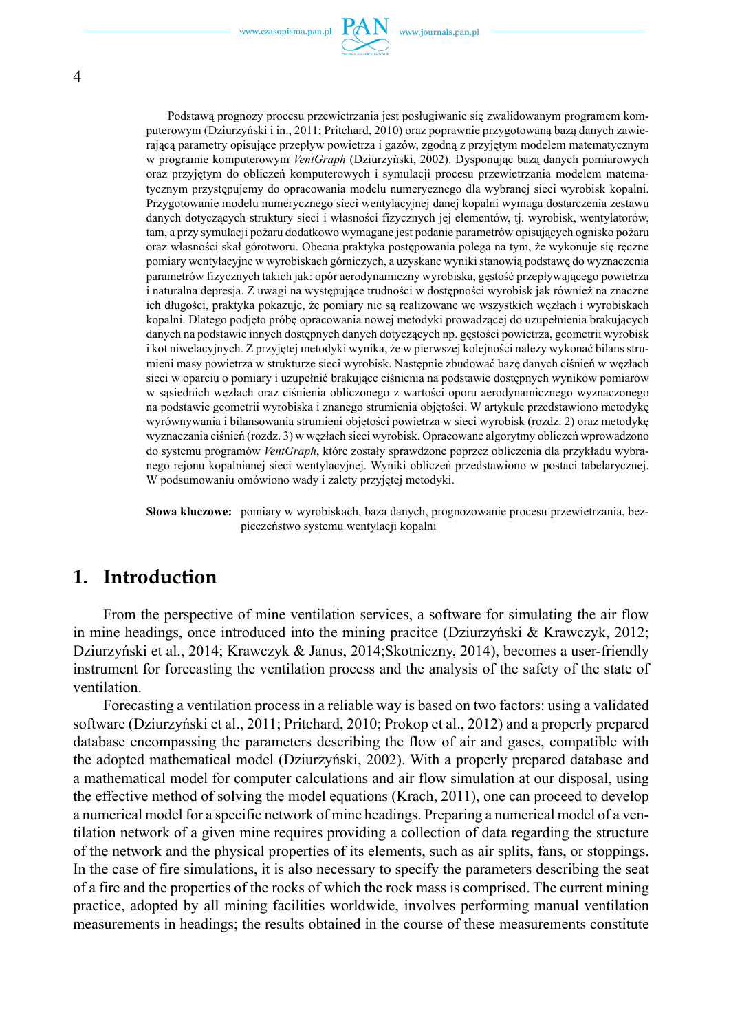Podstawą prognozy procesu przewietrzania jest posługiwanie się zwalidowanym programem komputerowym (Dziurzyński i in., 2011; Pritchard, 2010) oraz poprawnie przygotowaną bazą danych zawierającą parametry opisujące przepływ powietrza i gazów, zgodną z przyjętym modelem matematycznym w programie komputerowym *VentGraph* (Dziurzyński, 2002). Dysponując bazą danych pomiarowych oraz przyjętym do obliczeń komputerowych i symulacji procesu przewietrzania modelem matematycznym przystępujemy do opracowania modelu numerycznego dla wybranej sieci wyrobisk kopalni. Przygotowanie modelu numerycznego sieci wentylacyjnej danej kopalni wymaga dostarczenia zestawu danych dotyczących struktury sieci i własności fizycznych jej elementów, tj. wyrobisk, wentylatorów, tam, a przy symulacji pożaru dodatkowo wymagane jest podanie parametrów opisujących ognisko pożaru oraz własności skał górotworu. Obecna praktyka postępowania polega na tym, że wykonuje się ręczne pomiary wentylacyjne w wyrobiskach górniczych, a uzyskane wyniki stanowią podstawę do wyznaczenia parametrów fizycznych takich jak: opór aerodynamiczny wyrobiska, gęstość przepływającego powietrza i naturalna depresja. Z uwagi na występujące trudności w dostępności wyrobisk jak również na znaczne ich długości, praktyka pokazuje, że pomiary nie są realizowane we wszystkich węzłach i wyrobiskach kopalni. Dlatego podjęto próbę opracowania nowej metodyki prowadzącej do uzupełnienia brakujących danych na podstawie innych dostępnych danych dotyczących np. gęstości powietrza, geometrii wyrobisk i kot niwelacyjnych. Z przyjętej metodyki wynika, że w pierwszej kolejności należy wykonać bilans strumieni masy powietrza w strukturze sieci wyrobisk. Następnie zbudować bazę danych ciśnień w węzłach sieci w oparciu o pomiary i uzupełnić brakujące ciśnienia na podstawie dostępnych wyników pomiarów w sąsiednich węzłach oraz ciśnienia obliczonego z wartości oporu aerodynamicznego wyznaczonego na podstawie geometrii wyrobiska i znanego strumienia objętości. W artykule przedstawiono metodykę wyrównywania i bilansowania strumieni objętości powietrza w sieci wyrobisk (rozdz. 2) oraz metodykę wyznaczania ciśnień (rozdz. 3) w węzłach sieci wyrobisk. Opracowane algorytmy obliczeń wprowadzono do systemu programów *VentGraph*, które zostały sprawdzone poprzez obliczenia dla przykładu wybranego rejonu kopalnianej sieci wentylacyjnej. Wyniki obliczeń przedstawiono w postaci tabelarycznej. W podsumowaniu omówiono wady i zalety przyjętej metodyki.

**Słowa kluczowe:** pomiary w wyrobiskach, baza danych, prognozowanie procesu przewietrzania, bezpieczeństwo systemu wentylacji kopalni

## 1. Introduction

From the perspective of mine ventilation services, a software for simulating the air flow in mine headings, once introduced into the mining pracitce (Dziurzyński & Krawczyk, 2012; Dziurzyński et al., 2014; Krawczyk & Janus, 2014;Skotniczny, 2014), becomes a user-friendly instrument for forecasting the ventilation process and the analysis of the safety of the state of ventilation.

Forecasting a ventilation process in a reliable way is based on two factors: using a validated software (Dziurzyński et al., 2011; Pritchard, 2010; Prokop et al., 2012) and a properly prepared database encompassing the parameters describing the flow of air and gases, compatible with the adopted mathematical model (Dziurzyński, 2002). With a properly prepared database and a mathematical model for computer calculations and air flow simulation at our disposal, using the effective method of solving the model equations (Krach, 2011), one can proceed to develop a numerical model for a specific network of mine headings. Preparing a numerical model of a ventilation network of a given mine requires providing a collection of data regarding the structure of the network and the physical properties of its elements, such as air splits, fans, or stoppings. In the case of fire simulations, it is also necessary to specify the parameters describing the seat of a fire and the properties of the rocks of which the rock mass is comprised. The current mining practice, adopted by all mining facilities worldwide, involves performing manual ventilation measurements in headings; the results obtained in the course of these measurements constitute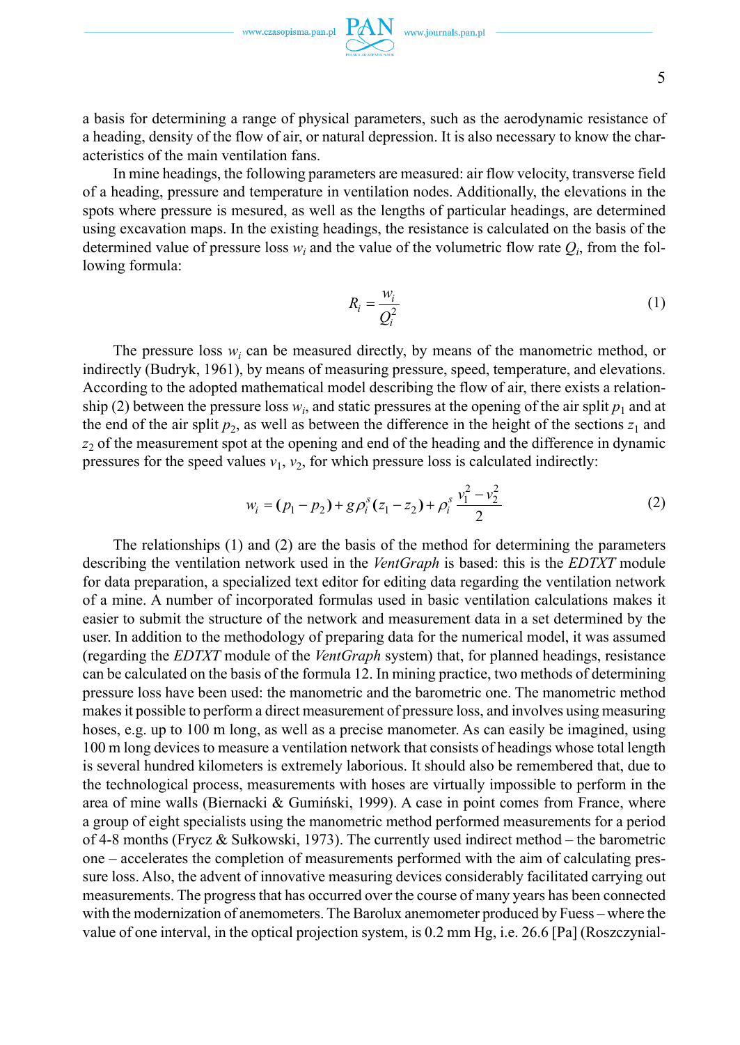a basis for determining a range of physical parameters, such as the aerodynamic resistance of a heading, density of the flow of air, or natural depression. It is also necessary to know the characteristics of the main ventilation fans.

In mine headings, the following parameters are measured: air flow velocity, transverse field of a heading, pressure and temperature in ventilation nodes. Additionally, the elevations in the spots where pressure is mesured, as well as the lengths of particular headings, are determined using excavation maps. In the existing headings, the resistance is calculated on the basis of the determined value of pressure loss $w_i$ and the value of the volumetric flow rate $Q_i$, from the following formula:

$$R_i = \frac{w_i}{Q_i^2} \tag{1}$$

The pressure loss $w_i$ can be measured directly, by means of the manometric method, or indirectly (Budryk, 1961), by means of measuring pressure, speed, temperature, and elevations. According to the adopted mathematical model describing the flow of air, there exists a relationship (2) between the pressure loss $w_i$, and static pressures at the opening of the air split $p_1$ and at the end of the air split $p_2$, as well as between the difference in the height of the sections $z_1$ and $z_2$ of the measurement spot at the opening and end of the heading and the difference in dynamic pressures for the speed values $v_1$, $v_2$, for which pressure loss is calculated indirectly:

$$w_i = (p_1 - p_2) + g\rho_i^s (z_1 - z_2) + \rho_i^s \frac{v_1^2 - v_2^2}{2} \tag{2}$$

The relationships (1) and (2) are the basis of the method for determining the parameters describing the ventilation network used in the *VentGraph* is based: this is the *EDTXT* module for data preparation, a specialized text editor for editing data regarding the ventilation network of a mine. A number of incorporated formulas used in basic ventilation calculations makes it easier to submit the structure of the network and measurement data in a set determined by the user. In addition to the methodology of preparing data for the numerical model, it was assumed (regarding the *EDTXT* module of the *VentGraph* system) that, for planned headings, resistance can be calculated on the basis of the formula 12. In mining practice, two methods of determining pressure loss have been used: the manometric and the barometric one. The manometric method makes it possible to perform a direct measurement of pressure loss, and involves using measuring hoses, e.g. up to 100 m long, as well as a precise manometer. As can easily be imagined, using 100 m long devices to measure a ventilation network that consists of headings whose total length is several hundred kilometers is extremely laborious. It should also be remembered that, due to the technological process, measurements with hoses are virtually impossible to perform in the area of mine walls (Biernacki & Gumiński, 1999). A case in point comes from France, where a group of eight specialists using the manometric method performed measurements for a period of 4-8 months (Frycz & Sułkowski, 1973). The currently used indirect method – the barometric one – accelerates the completion of measurements performed with the aim of calculating pressure loss. Also, the advent of innovative measuring devices considerably facilitated carrying out measurements. The progress that has occurred over the course of many years has been connected with the modernization of anemometers. The Barolux anemometer produced by Fuess – where the value of one interval, in the optical projection system, is 0.2 mm Hg, i.e. 26.6 [Pa] (Roszczynial-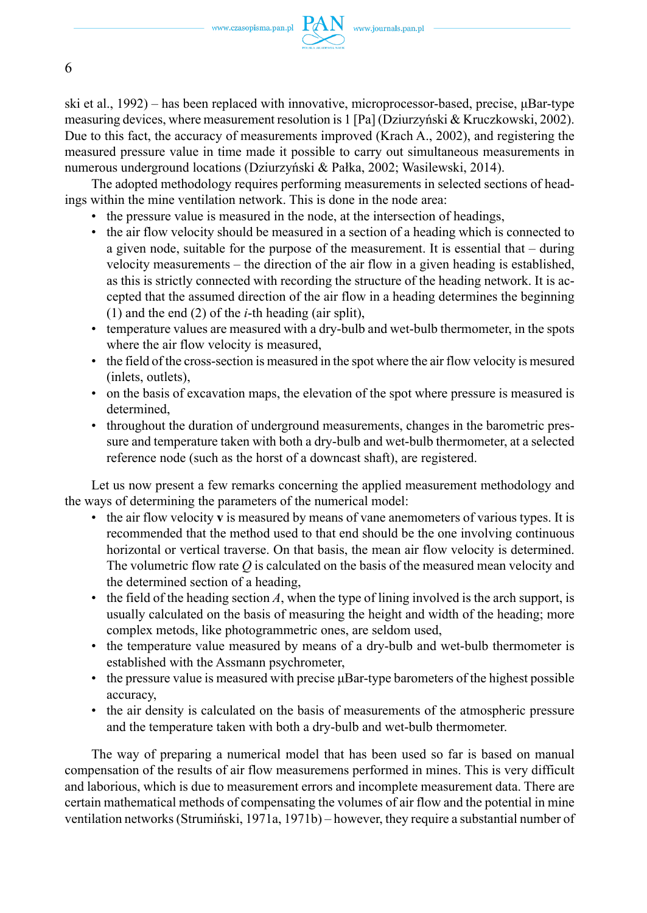ski et al., 1992) – has been replaced with innovative, microprocessor-based, precise, μBar-type measuring devices, where measurement resolution is 1 [Pa] (Dziurzyński & Kruczkowski, 2002). Due to this fact, the accuracy of measurements improved (Krach A., 2002), and registering the measured pressure value in time made it possible to carry out simultaneous measurements in numerous underground locations (Dziurzyński & Pałka, 2002; Wasilewski, 2014).

The adopted methodology requires performing measurements in selected sections of headings within the mine ventilation network. This is done in the node area:

- the pressure value is measured in the node, at the intersection of headings,
- the air flow velocity should be measured in a section of a heading which is connected to a given node, suitable for the purpose of the measurement. It is essential that – during velocity measurements – the direction of the air flow in a given heading is established, as this is strictly connected with recording the structure of the heading network. It is accepted that the assumed direction of the air flow in a heading determines the beginning (1) and the end (2) of the *i*-th heading (air split),
- temperature values are measured with a dry-bulb and wet-bulb thermometer, in the spots where the air flow velocity is measured,
- the field of the cross-section is measured in the spot where the air flow velocity is mesured (inlets, outlets),
- on the basis of excavation maps, the elevation of the spot where pressure is measured is determined,
- throughout the duration of underground measurements, changes in the barometric pressure and temperature taken with both a dry-bulb and wet-bulb thermometer, at a selected reference node (such as the horst of a downcast shaft), are registered.

Let us now present a few remarks concerning the applied measurement methodology and the ways of determining the parameters of the numerical model:

- the air flow velocity **v** is measured by means of vane anemometers of various types. It is recommended that the method used to that end should be the one involving continuous horizontal or vertical traverse. On that basis, the mean air flow velocity is determined. The volumetric flow rate $Q$ is calculated on the basis of the measured mean velocity and the determined section of a heading,
- the field of the heading section $A$, when the type of lining involved is the arch support, is usually calculated on the basis of measuring the height and width of the heading; more complex metods, like photogrammetric ones, are seldom used,
- the temperature value measured by means of a dry-bulb and wet-bulb thermometer is established with the Assmann psychrometer,
- the pressure value is measured with precise μBar-type barometers of the highest possible accuracy,
- the air density is calculated on the basis of measurements of the atmospheric pressure and the temperature taken with both a dry-bulb and wet-bulb thermometer.

The way of preparing a numerical model that has been used so far is based on manual compensation of the results of air flow measuremens performed in mines. This is very difficult and laborious, which is due to measurement errors and incomplete measurement data. There are certain mathematical methods of compensating the volumes of air flow and the potential in mine ventilation networks (Strumiński, 1971a, 1971b) – however, they require a substantial number of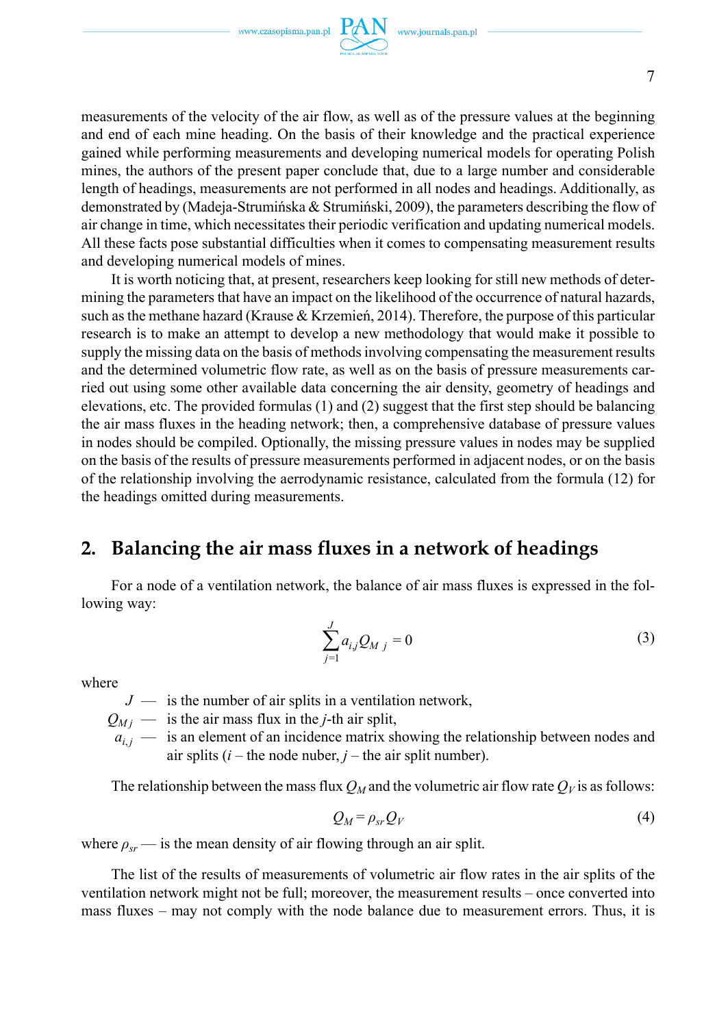measurements of the velocity of the air flow, as well as of the pressure values at the beginning and end of each mine heading. On the basis of their knowledge and the practical experience gained while performing measurements and developing numerical models for operating Polish mines, the authors of the present paper conclude that, due to a large number and considerable length of headings, measurements are not performed in all nodes and headings. Additionally, as demonstrated by (Madeja-Strumińska & Strumiński, 2009), the parameters describing the flow of air change in time, which necessitates their periodic verification and updating numerical models. All these facts pose substantial difficulties when it comes to compensating measurement results and developing numerical models of mines.

It is worth noticing that, at present, researchers keep looking for still new methods of determining the parameters that have an impact on the likelihood of the occurrence of natural hazards, such as the methane hazard (Krause & Krzemień, 2014). Therefore, the purpose of this particular research is to make an attempt to develop a new methodology that would make it possible to supply the missing data on the basis of methods involving compensating the measurement results and the determined volumetric flow rate, as well as on the basis of pressure measurements carried out using some other available data concerning the air density, geometry of headings and elevations, etc. The provided formulas (1) and (2) suggest that the first step should be balancing the air mass fluxes in the heading network; then, a comprehensive database of pressure values in nodes should be compiled. Optionally, the missing pressure values in nodes may be supplied on the basis of the results of pressure measurements performed in adjacent nodes, or on the basis of the relationship involving the aerodynamic resistance, calculated from the formula (12) for the headings omitted during measurements.

## 2. Balancing the air mass fluxes in a network of headings

For a node of a ventilation network, the balance of air mass fluxes is expressed in the following way:

$$\sum_{j=1}^{J} a_{i,j} Q_{M\ j} = 0 \tag{3}$$

where

- $J$ — is the number of air splits in a ventilation network,
- $Q_{M\,j}$ — is the air mass flux in the $j$-th air split,
- $a_{i,j}$ — is an element of an incidence matrix showing the relationship between nodes and air splits ($i$ – the node nuber, $j$ – the air split number).

The relationship between the mass flux $Q_M$ and the volumetric air flow rate $Q_V$ is as follows:

$$Q_M = \rho_{sr} Q_V \tag{4}$$

where $\rho_{sr}$ — is the mean density of air flowing through an air split.

The list of the results of measurements of volumetric air flow rates in the air splits of the ventilation network might not be full; moreover, the measurement results – once converted into mass fluxes – may not comply with the node balance due to measurement errors. Thus, it is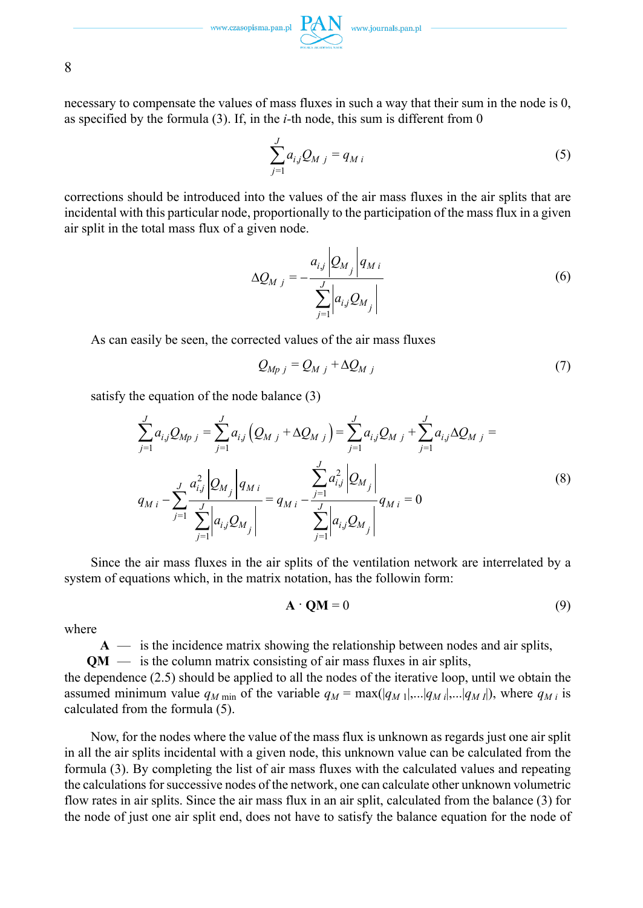necessary to compensate the values of mass fluxes in such a way that their sum in the node is 0, as specified by the formula (3). If, in the $i$-th node, this sum is different from 0

$$\sum_{j=1}^{J} a_{i,j} Q_{M\,j} = q_{M\,i} \tag{5}$$

corrections should be introduced into the values of the air mass fluxes in the air splits that are incidental with this particular node, proportionally to the participation of the mass flux in a given air split in the total mass flux of a given node.

$$\Delta Q_{M\,j} = -\frac{a_{i,j} \left| Q_{M_j} \right| q_{M\,i}}{\sum_{j=1}^{J} \left| a_{i,j} Q_{M_j} \right|} \tag{6}$$

As can easily be seen, the corrected values of the air mass fluxes

$$Q_{Mp\,j} = Q_{M\,j} + \Delta Q_{M\,j} \tag{7}$$

satisfy the equation of the node balance (3)

$$\begin{gathered}
\sum_{j=1}^{J} a_{i,j} Q_{Mp\,j} = \sum_{j=1}^{J} a_{i,j} \left( Q_{M\,j} + \Delta Q_{M\,j} \right) = \sum_{j=1}^{J} a_{i,j} Q_{M\,j} + \sum_{j=1}^{J} a_{i,j} \Delta Q_{M\,j} = \\
q_{M\,i} - \sum_{j=1}^{J} \frac{a_{i,j}^2 \left| Q_{M_j} \right| q_{M\,i}}{\sum_{j=1}^{J} \left| a_{i,j} Q_{M_j} \right|} = q_{M\,i} - \frac{\sum_{j=1}^{J} a_{i,j}^2 \left| Q_{M_j} \right|}{\sum_{j=1}^{J} \left| a_{i,j} Q_{M_j} \right|} q_{M\,i} = 0
\end{gathered} \tag{8}$$

Since the air mass fluxes in the air splits of the ventilation network are interrelated by a system of equations which, in the matrix notation, has the followin form:

$$\mathbf{A} \cdot \mathbf{QM} = 0 \tag{9}$$

where

- **A** — is the incidence matrix showing the relationship between nodes and air splits,
- **QM** — is the column matrix consisting of air mass fluxes in air splits,

the dependence (2.5) should be applied to all the nodes of the iterative loop, until we obtain the assumed minimum value $q_{M\,\min}$ of the variable $q_M = \max(|q_{M\,1}|, \ldots |q_{M\,i}|, \ldots |q_{M\,I}|)$, where $q_{M\,i}$ is calculated from the formula (5).

Now, for the nodes where the value of the mass flux is unknown as regards just one air split in all the air splits incidental with a given node, this unknown value can be calculated from the formula (3). By completing the list of air mass fluxes with the calculated values and repeating the calculations for successive nodes of the network, one can calculate other unknown volumetric flow rates in air splits. Since the air mass flux in an air split, calculated from the balance (3) for the node of just one air split end, does not have to satisfy the balance equation for the node of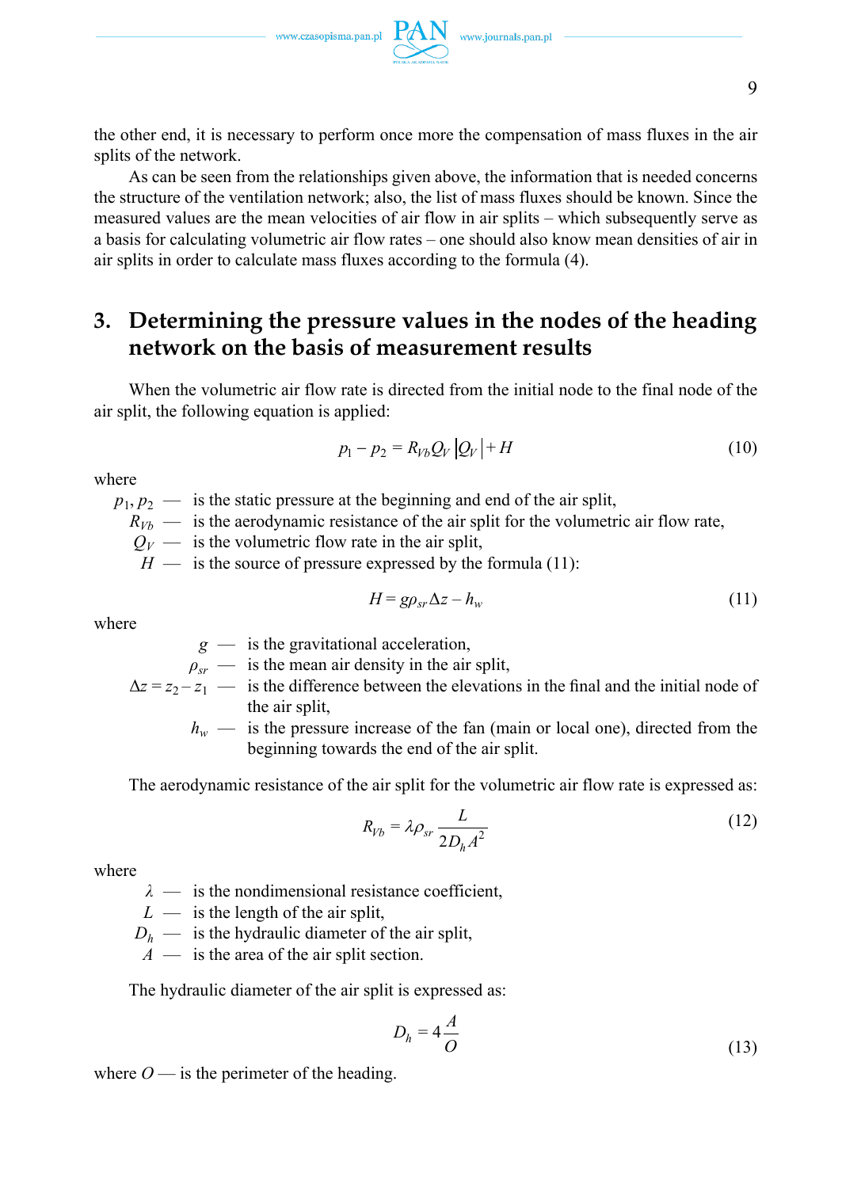the other end, it is necessary to perform once more the compensation of mass fluxes in the air splits of the network.

As can be seen from the relationships given above, the information that is needed concerns the structure of the ventilation network; also, the list of mass fluxes should be known. Since the measured values are the mean velocities of air flow in air splits – which subsequently serve as a basis for calculating volumetric air flow rates – one should also know mean densities of air in air splits in order to calculate mass fluxes according to the formula (4).

## 3. Determining the pressure values in the nodes of the heading network on the basis of measurement results

When the volumetric air flow rate is directed from the initial node to the final node of the air split, the following equation is applied:

$$p_1 - p_2 = R_{Vb} Q_V \left| Q_V \right| + H \tag{10}$$

where

- $p_1, p_2$ — is the static pressure at the beginning and end of the air split,
- $R_{Vb}$ — is the aerodynamic resistance of the air split for the volumetric air flow rate,
- $Q_V$ — is the volumetric flow rate in the air split,
- $H$ — is the source of pressure expressed by the formula (11):

$$H = g \rho_{sr} \Delta z - h_w \tag{11}$$

where

- $g$ — is the gravitational acceleration,
- $\rho_{sr}$ — is the mean air density in the air split,
- $\Delta z = z_2 - z_1$ — is the difference between the elevations in the final and the initial node of the air split,
- $h_w$ — is the pressure increase of the fan (main or local one), directed from the beginning towards the end of the air split.

The aerodynamic resistance of the air split for the volumetric air flow rate is expressed as:

$$R_{Vb} = \lambda \rho_{sr} \frac{L}{2 D_h A^2} \tag{12}$$

where

- $\lambda$ — is the nondimensional resistance coefficient,
- $L$ — is the length of the air split,
- $D_h$ — is the hydraulic diameter of the air split,
- $A$ — is the area of the air split section.

The hydraulic diameter of the air split is expressed as:

$$D_h = 4 \frac{A}{O} \tag{13}$$

where $O$ — is the perimeter of the heading.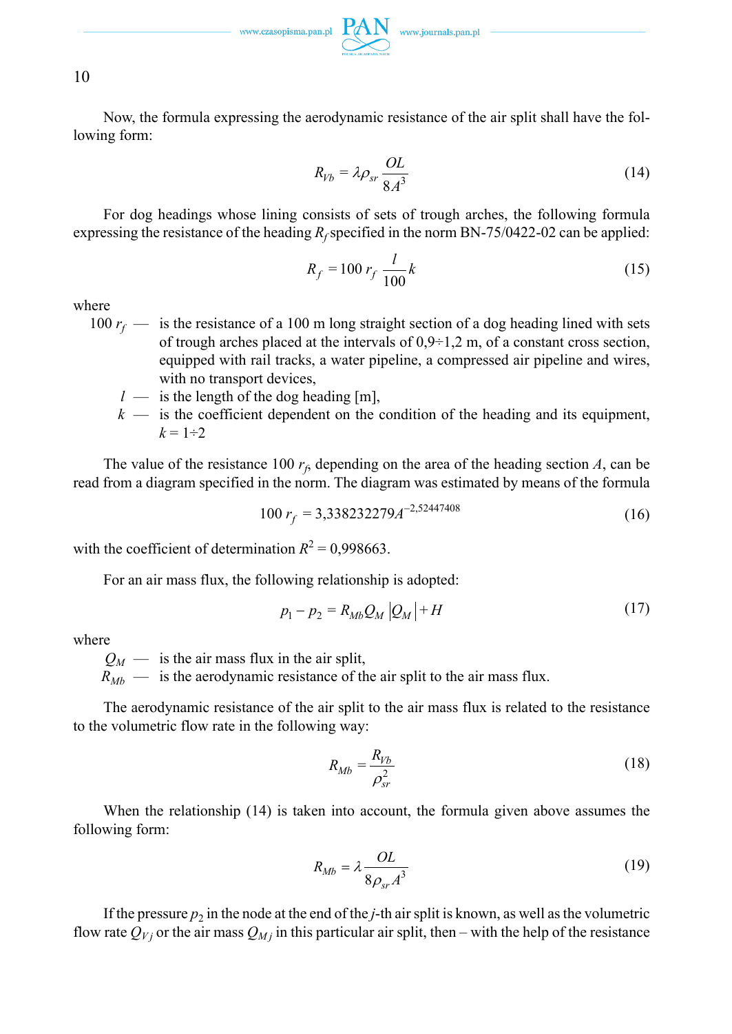Now, the formula expressing the aerodynamic resistance of the air split shall have the following form:

$$R_{Vb} = \lambda \rho_{sr} \frac{OL}{8A^3} \tag{14}$$

For dog headings whose lining consists of sets of trough arches, the following formula expressing the resistance of the heading $R_f$ specified in the norm BN-75/0422-02 can be applied:

$$R_f = 100\, r_f \frac{l}{100} k \tag{15}$$

where

- $100\, r_f$ — is the resistance of a 100 m long straight section of a dog heading lined with sets of trough arches placed at the intervals of 0,9÷1,2 m, of a constant cross section, equipped with rail tracks, a water pipeline, a compressed air pipeline and wires, with no transport devices,
- $l$ — is the length of the dog heading [m],
- $k$ — is the coefficient dependent on the condition of the heading and its equipment, $k = 1 \div 2$

The value of the resistance $100\, r_f$, depending on the area of the heading section $A$, can be read from a diagram specified in the norm. The diagram was estimated by means of the formula

$$100\, r_f = 3{,}338232279 A^{-2{,}52447408} \tag{16}$$

with the coefficient of determination $R^2 = 0{,}998663$.

For an air mass flux, the following relationship is adopted:

$$p_1 - p_2 = R_{Mb} Q_M \left| Q_M \right| + H \tag{17}$$

where

- $Q_M$ — is the air mass flux in the air split,
- $R_{Mb}$ — is the aerodynamic resistance of the air split to the air mass flux.

The aerodynamic resistance of the air split to the air mass flux is related to the resistance to the volumetric flow rate in the following way:

$$R_{Mb} = \frac{R_{Vb}}{\rho_{sr}^2} \tag{18}$$

When the relationship (14) is taken into account, the formula given above assumes the following form:

$$R_{Mb} = \lambda \frac{OL}{8 \rho_{sr} A^3} \tag{19}$$

If the pressure $p_2$ in the node at the end of the $j$-th air split is known, as well as the volumetric flow rate $Q_{Vj}$ or the air mass $Q_{Mj}$ in this particular air split, then – with the help of the resistance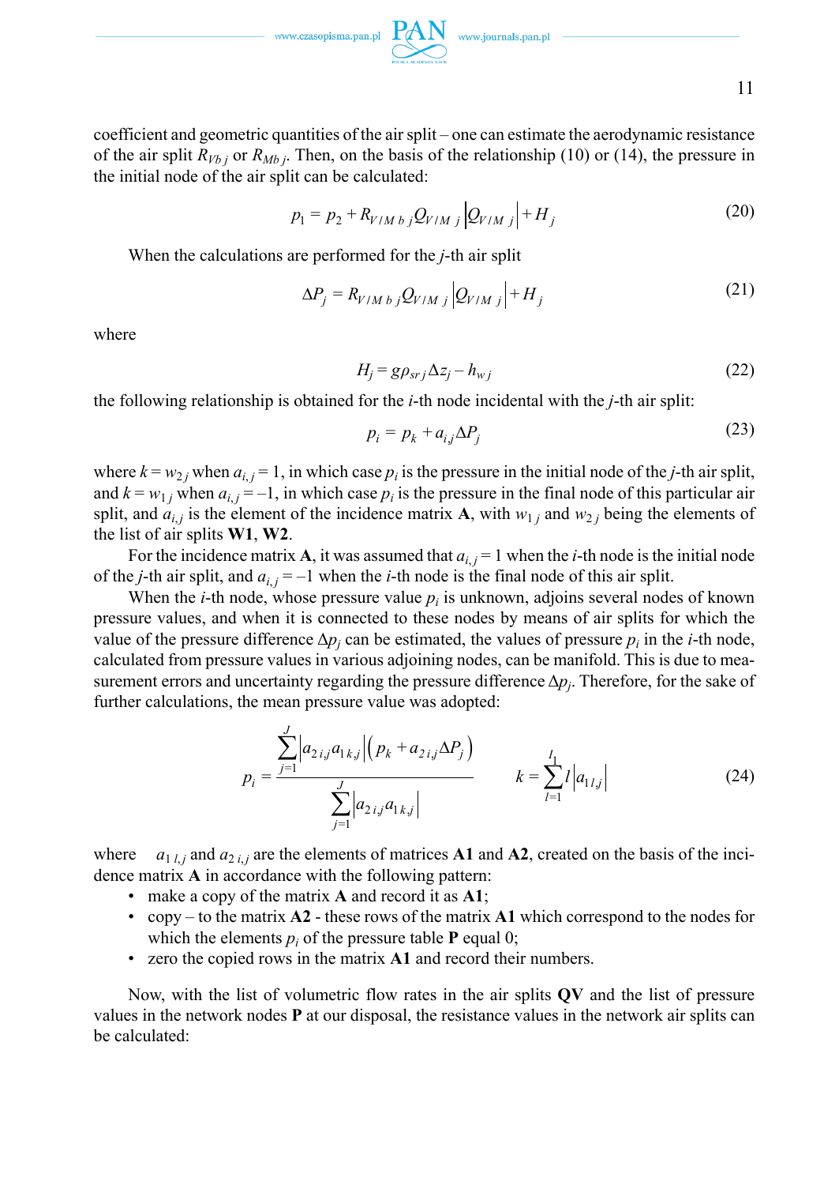coefficient and geometric quantities of the air split – one can estimate the aerodynamic resistance of the air split $R_{Vb\,j}$ or $R_{Mb\,j}$. Then, on the basis of the relationship (10) or (14), the pressure in the initial node of the air split can be calculated:

$$p_1 = p_2 + R_{V/M\,b\,j} Q_{V/M\,j} \left| Q_{V/M\,j} \right| + H_j \tag{20}$$

When the calculations are performed for the $j$-th air split

$$\Delta P_j = R_{V/M\,b\,j} Q_{V/M\,j} \left| Q_{V/M\,j} \right| + H_j \tag{21}$$

where

$$H_j = g\rho_{sr\,j} \Delta z_j - h_{w\,j} \tag{22}$$

the following relationship is obtained for the $i$-th node incidental with the $j$-th air split:

$$p_i = p_k + a_{i,j} \Delta P_j \tag{23}$$

where $k = w_{2\,j}$ when $a_{i,j} = 1$, in which case $p_i$ is the pressure in the initial node of the $j$-th air split, and $k = w_{1\,j}$ when $a_{i,j} = -1$, in which case $p_i$ is the pressure in the final node of this particular air split, and $a_{i,j}$ is the element of the incidence matrix **A**, with $w_{1\,j}$ and $w_{2\,j}$ being the elements of the list of air splits **W1**, **W2**.

For the incidence matrix **A**, it was assumed that $a_{i,j} = 1$ when the $i$-th node is the initial node of the $j$-th air split, and $a_{i,j} = -1$ when the $i$-th node is the final node of this air split.

When the $i$-th node, whose pressure value $p_i$ is unknown, adjoins several nodes of known pressure values, and when it is connected to these nodes by means of air splits for which the value of the pressure difference $\Delta p_j$ can be estimated, the values of pressure $p_i$ in the $i$-th node, calculated from pressure values in various adjoining nodes, can be manifold. This is due to measurement errors and uncertainty regarding the pressure difference $\Delta p_j$. Therefore, for the sake of further calculations, the mean pressure value was adopted:

$$p_i = \frac{\sum_{j=1}^{J} \left| a_{2\,i,j} a_{1\,k,j} \right| \left( p_k + a_{2\,i,j} \Delta P_j \right)}{\sum_{j=1}^{J} \left| a_{2\,i,j} a_{1\,k,j} \right|} \qquad k = \sum_{l=1}^{I_1} l \left| a_{1\,l,j} \right| \tag{24}$$

where $a_{1\,l,j}$ and $a_{2\,i,j}$ are the elements of matrices **A1** and **A2**, created on the basis of the incidence matrix **A** in accordance with the following pattern:

- make a copy of the matrix **A** and record it as **A1**;
- copy – to the matrix **A2** - these rows of the matrix **A1** which correspond to the nodes for which the elements $p_i$ of the pressure table **P** equal 0;
- zero the copied rows in the matrix **A1** and record their numbers.

Now, with the list of volumetric flow rates in the air splits **QV** and the list of pressure values in the network nodes **P** at our disposal, the resistance values in the network air splits can be calculated: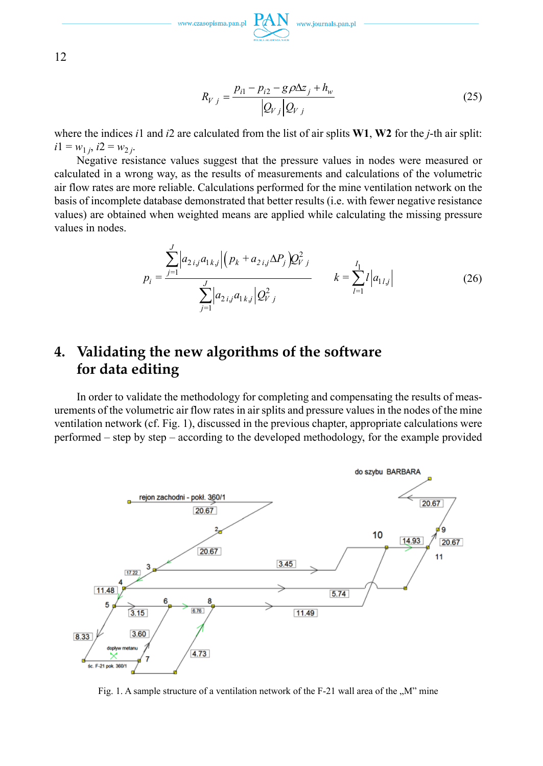$$R_{V\,j} = \frac{p_{i1} - p_{i2} - g\rho\Delta z_j + h_w}{\left|Q_{V\,j}\right| Q_{V\,j}} \tag{25}$$

where the indices $i1$ and $i2$ are calculated from the list of air splits **W1**, **W2** for the $j$-th air split: $i1 = w_{1\,j}$, $i2 = w_{2\,j}$.

Negative resistance values suggest that the pressure values in nodes were measured or calculated in a wrong way, as the results of measurements and calculations of the volumetric air flow rates are more reliable. Calculations performed for the mine ventilation network on the basis of incomplete database demonstrated that better results (i.e. with fewer negative resistance values) are obtained when weighted means are applied while calculating the missing pressure values in nodes.

$$p_i = \frac{\sum_{j=1}^{J} \left|a_{2\,i,j} a_{1\,k,j}\right| \left(p_k + a_{2\,i,j} \Delta P_j\right) Q_{V\,j}^2}{\sum_{j=1}^{J} \left|a_{2\,i,j} a_{1\,k,j}\right| Q_{V\,j}^2} \qquad k = \sum_{l=1}^{I_1} l \left|a_{1\,l,j}\right| \tag{26}$$

## 4. Validating the new algorithms of the software for data editing

In order to validate the methodology for completing and compensating the results of measurements of the volumetric air flow rates in air splits and pressure values in the nodes of the mine ventilation network (cf. Fig. 1), discussed in the previous chapter, appropriate calculations were performed – step by step – according to the developed methodology, for the example provided

Fig. 1. A sample structure of a ventilation network of the F-21 wall area of the „M" mine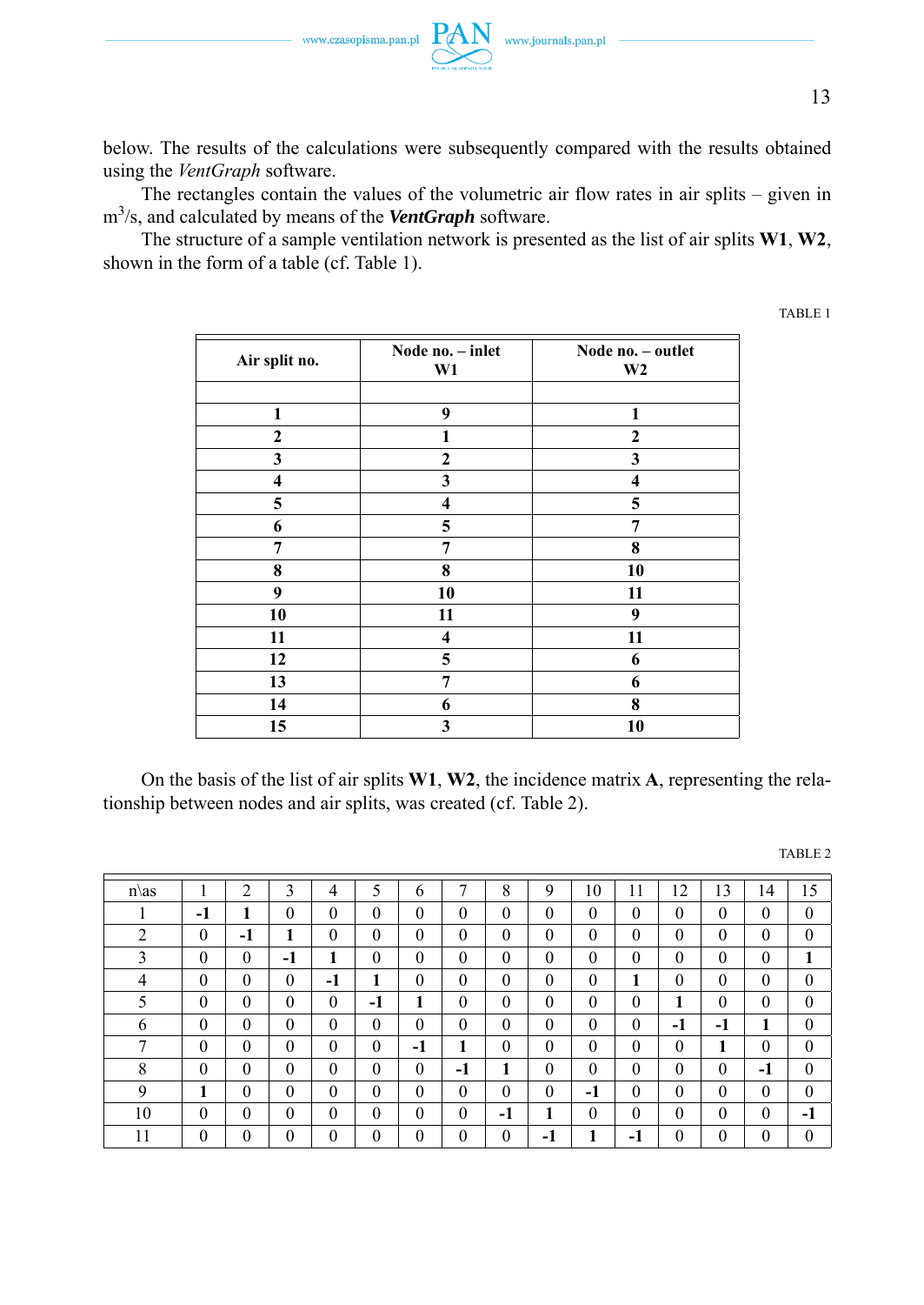below. The results of the calculations were subsequently compared with the results obtained using the *VentGraph* software.

The rectangles contain the values of the volumetric air flow rates in air splits – given in $m^3/s$, and calculated by means of the ***VentGraph*** software.

The structure of a sample ventilation network is presented as the list of air splits **W1**, **W2**, shown in the form of a table (cf. Table 1).

TABLE 1

| Air split no. | Node no. – inlet W1 | Node no. – outlet W2 |
|---|---|---|
| | | |
| **1** | **9** | **1** |
| **2** | **1** | **2** |
| **3** | **2** | **3** |
| **4** | **3** | **4** |
| **5** | **4** | **5** |
| **6** | **5** | **7** |
| **7** | **7** | **8** |
| **8** | **8** | **10** |
| **9** | **10** | **11** |
| **10** | **11** | **9** |
| **11** | **4** | **11** |
| **12** | **5** | **6** |
| **13** | **7** | **6** |
| **14** | **6** | **8** |
| **15** | **3** | **10** |

On the basis of the list of air splits **W1**, **W2**, the incidence matrix **A**, representing the relationship between nodes and air splits, was created (cf. Table 2).

TABLE 2

| n\as | 1 | 2 | 3 | 4 | 5 | 6 | 7 | 8 | 9 | 10 | 11 | 12 | 13 | 14 | 15 |
|---|---|---|---|---|---|---|---|---|---|---|---|---|---|---|---|
| 1 | **-1** | **1** | 0 | 0 | 0 | 0 | 0 | 0 | 0 | 0 | 0 | 0 | 0 | 0 | 0 |
| 2 | 0 | **-1** | **1** | 0 | 0 | 0 | 0 | 0 | 0 | 0 | 0 | 0 | 0 | 0 | 0 |
| 3 | 0 | 0 | **-1** | **1** | 0 | 0 | 0 | 0 | 0 | 0 | 0 | 0 | 0 | 0 | **1** |
| 4 | 0 | 0 | 0 | **-1** | **1** | 0 | 0 | 0 | 0 | 0 | **1** | 0 | 0 | 0 | 0 |
| 5 | 0 | 0 | 0 | 0 | **-1** | **1** | 0 | 0 | 0 | 0 | 0 | **1** | 0 | 0 | 0 |
| 6 | 0 | 0 | 0 | 0 | 0 | 0 | 0 | 0 | 0 | 0 | 0 | **-1** | **-1** | **1** | 0 |
| 7 | 0 | 0 | 0 | 0 | 0 | **-1** | **1** | 0 | 0 | 0 | 0 | 0 | **1** | 0 | 0 |
| 8 | 0 | 0 | 0 | 0 | 0 | 0 | **-1** | **1** | 0 | 0 | 0 | 0 | 0 | **-1** | 0 |
| 9 | **1** | 0 | 0 | 0 | 0 | 0 | 0 | 0 | 0 | **-1** | 0 | 0 | 0 | 0 | 0 |
| 10 | 0 | 0 | 0 | 0 | 0 | 0 | 0 | **-1** | **1** | 0 | 0 | 0 | 0 | 0 | **-1** |
| 11 | 0 | 0 | 0 | 0 | 0 | 0 | 0 | 0 | **-1** | **1** | **-1** | 0 | 0 | 0 | 0 |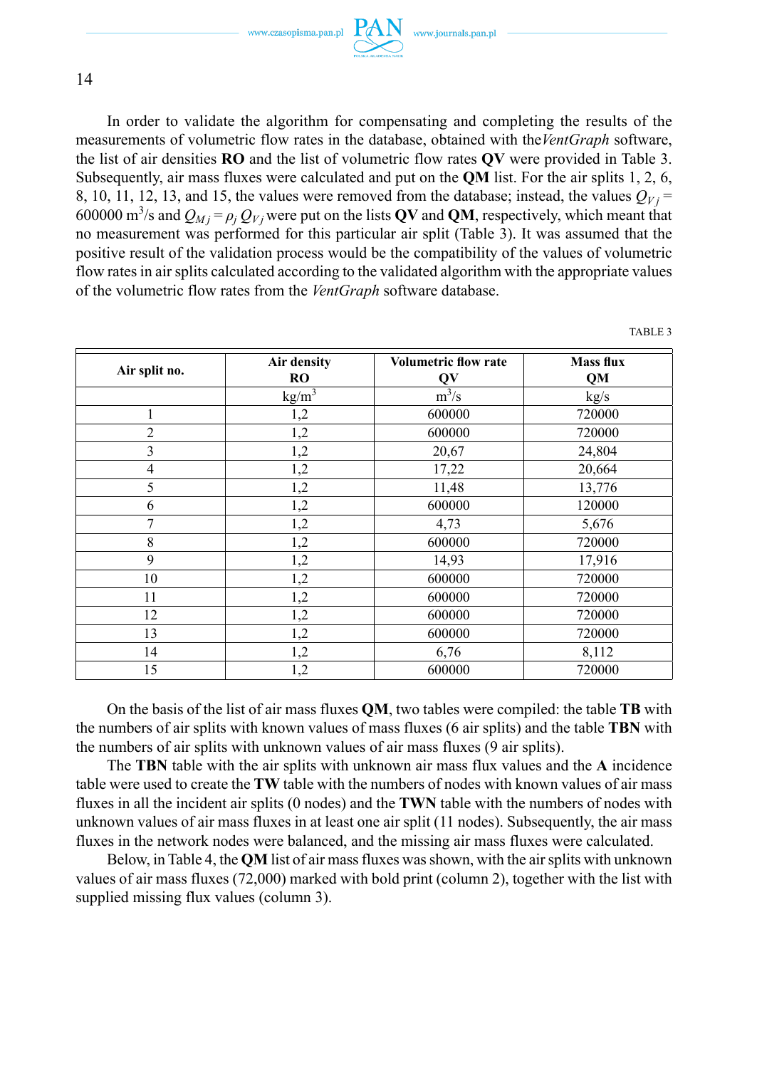In order to validate the algorithm for compensating and completing the results of the measurements of volumetric flow rates in the database, obtained with the*VentGraph* software, the list of air densities **RO** and the list of volumetric flow rates **QV** were provided in Table 3. Subsequently, air mass fluxes were calculated and put on the **QM** list. For the air splits 1, 2, 6, 8, 10, 11, 12, 13, and 15, the values were removed from the database; instead, the values $Q_{Vj}$ = 600000 $m^3/s$ and $Q_{Mj} = \rho_j \, Q_{Vj}$ were put on the lists **QV** and **QM**, respectively, which meant that no measurement was performed for this particular air split (Table 3). It was assumed that the positive result of the validation process would be the compatibility of the values of volumetric flow rates in air splits calculated according to the validated algorithm with the appropriate values of the volumetric flow rates from the *VentGraph* software database.

TABLE 3

| Air split no. | Air density<br>RO | Volumetric flow rate<br>QV | Mass flux<br>QM |
|---|---|---|---|
| | kg/m$^3$ | m$^3$/s | kg/s |
| 1 | 1,2 | 600000 | 720000 |
| 2 | 1,2 | 600000 | 720000 |
| 3 | 1,2 | 20,67 | 24,804 |
| 4 | 1,2 | 17,22 | 20,664 |
| 5 | 1,2 | 11,48 | 13,776 |
| 6 | 1,2 | 600000 | 120000 |
| 7 | 1,2 | 4,73 | 5,676 |
| 8 | 1,2 | 600000 | 720000 |
| 9 | 1,2 | 14,93 | 17,916 |
| 10 | 1,2 | 600000 | 720000 |
| 11 | 1,2 | 600000 | 720000 |
| 12 | 1,2 | 600000 | 720000 |
| 13 | 1,2 | 600000 | 720000 |
| 14 | 1,2 | 6,76 | 8,112 |
| 15 | 1,2 | 600000 | 720000 |

On the basis of the list of air mass fluxes **QM**, two tables were compiled: the table **TB** with the numbers of air splits with known values of mass fluxes (6 air splits) and the table **TBN** with the numbers of air splits with unknown values of air mass fluxes (9 air splits).

The **TBN** table with the air splits with unknown air mass flux values and the **A** incidence table were used to create the **TW** table with the numbers of nodes with known values of air mass fluxes in all the incident air splits (0 nodes) and the **TWN** table with the numbers of nodes with unknown values of air mass fluxes in at least one air split (11 nodes). Subsequently, the air mass fluxes in the network nodes were balanced, and the missing air mass fluxes were calculated.

Below, in Table 4, the **QM** list of air mass fluxes was shown, with the air splits with unknown values of air mass fluxes (72,000) marked with bold print (column 2), together with the list with supplied missing flux values (column 3).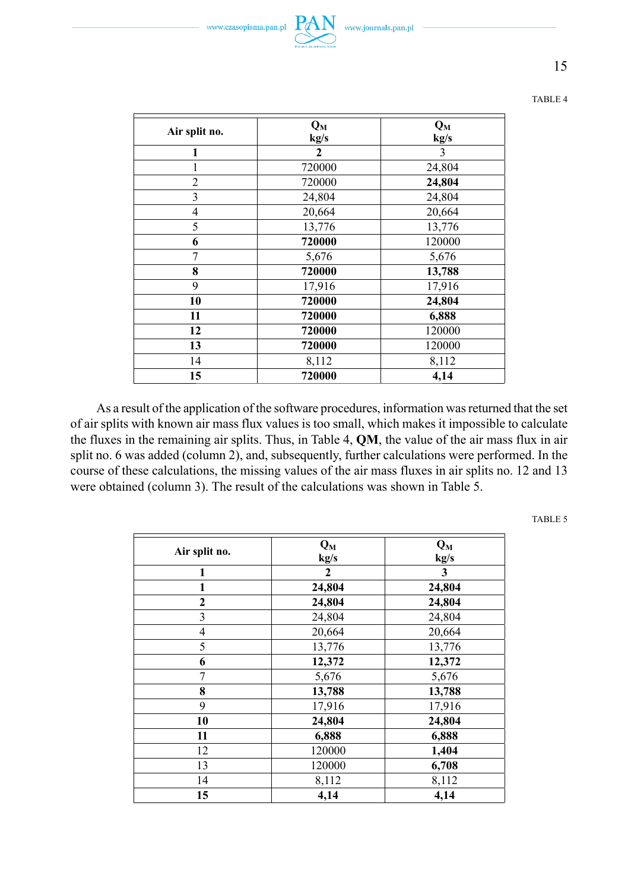TABLE 4

| Air split no. | $Q_M$ kg/s | $Q_M$ kg/s |
|---|---|---|
| **1** | **2** | 3 |
| 1 | 720000 | 24,804 |
| 2 | 720000 | **24,804** |
| 3 | 24,804 | 24,804 |
| 4 | 20,664 | 20,664 |
| 5 | 13,776 | 13,776 |
| **6** | **720000** | 120000 |
| 7 | 5,676 | 5,676 |
| **8** | **720000** | **13,788** |
| 9 | 17,916 | 17,916 |
| **10** | **720000** | **24,804** |
| **11** | **720000** | **6,888** |
| **12** | **720000** | 120000 |
| **13** | **720000** | 120000 |
| 14 | 8,112 | 8,112 |
| **15** | **720000** | **4,14** |

As a result of the application of the software procedures, information was returned that the set of air splits with known air mass flux values is too small, which makes it impossible to calculate the fluxes in the remaining air splits. Thus, in Table 4, **QM**, the value of the air mass flux in air split no. 6 was added (column 2), and, subsequently, further calculations were performed. In the course of these calculations, the missing values of the air mass fluxes in air splits no. 12 and 13 were obtained (column 3). The result of the calculations was shown in Table 5.

TABLE 5

| Air split no. | $Q_M$ kg/s | $Q_M$ kg/s |
|---|---|---|
| **1** | **2** | **3** |
| **1** | **24,804** | **24,804** |
| **2** | **24,804** | **24,804** |
| 3 | 24,804 | 24,804 |
| 4 | 20,664 | 20,664 |
| 5 | 13,776 | 13,776 |
| **6** | **12,372** | **12,372** |
| 7 | 5,676 | 5,676 |
| **8** | **13,788** | **13,788** |
| 9 | 17,916 | 17,916 |
| **10** | **24,804** | **24,804** |
| **11** | **6,888** | **6,888** |
| 12 | 120000 | **1,404** |
| 13 | 120000 | **6,708** |
| 14 | 8,112 | 8,112 |
| **15** | **4,14** | **4,14** |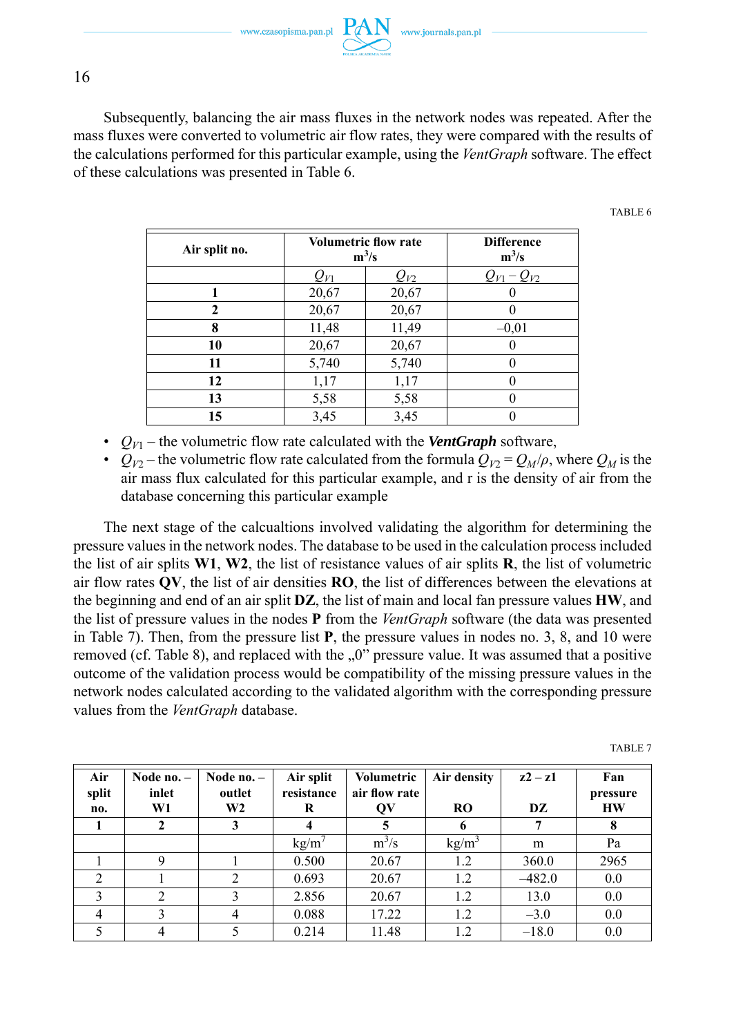Subsequently, balancing the air mass fluxes in the network nodes was repeated. After the mass fluxes were converted to volumetric air flow rates, they were compared with the results of the calculations performed for this particular example, using the *VentGraph* software. The effect of these calculations was presented in Table 6.

TABLE 6

| Air split no. | Volumetric flow rate $m^3/s$ | | Difference $m^3/s$ |
|---|---|---|---|
| | $Q_{V1}$ | $Q_{V2}$ | $Q_{V1} - Q_{V2}$ |
| **1** | 20,67 | 20,67 | 0 |
| **2** | 20,67 | 20,67 | 0 |
| **8** | 11,48 | 11,49 | –0,01 |
| **10** | 20,67 | 20,67 | 0 |
| **11** | 5,740 | 5,740 | 0 |
| **12** | 1,17 | 1,17 | 0 |
| **13** | 5,58 | 5,58 | 0 |
| **15** | 3,45 | 3,45 | 0 |

- $Q_{V1}$ – the volumetric flow rate calculated with the ***VentGraph*** software,
- $Q_{V2}$ – the volumetric flow rate calculated from the formula $Q_{V2} = Q_M/\rho$, where $Q_M$ is the air mass flux calculated for this particular example, and r is the density of air from the database concerning this particular example

The next stage of the calcualtions involved validating the algorithm for determining the pressure values in the network nodes. The database to be used in the calculation process included the list of air splits **W1**, **W2**, the list of resistance values of air splits **R**, the list of volumetric air flow rates **QV**, the list of air densities **RO**, the list of differences between the elevations at the beginning and end of an air split **DZ**, the list of main and local fan pressure values **HW**, and the list of pressure values in the nodes **P** from the *VentGraph* software (the data was presented in Table 7). Then, from the pressure list **P**, the pressure values in nodes no. 3, 8, and 10 were removed (cf. Table 8), and replaced with the „0" pressure value. It was assumed that a positive outcome of the validation process would be compatibility of the missing pressure values in the network nodes calculated according to the validated algorithm with the corresponding pressure values from the *VentGraph* database.

TABLE 7

| Air split no. | Node no. – inlet W1 | Node no. – outlet W2 | Air split resistance R | Volumetric air flow rate QV | Air density RO | z2 – z1 DZ | Fan pressure HW |
|---|---|---|---|---|---|---|---|
| **1** | **2** | **3** | **4** | **5** | **6** | **7** | **8** |
| | | | $kg/m^7$ | $m^3/s$ | $kg/m^3$ | m | Pa |
| 1 | 9 | 1 | 0.500 | 20.67 | 1.2 | 360.0 | 2965 |
| 2 | 1 | 2 | 0.693 | 20.67 | 1.2 | –482.0 | 0.0 |
| 3 | 2 | 3 | 2.856 | 20.67 | 1.2 | 13.0 | 0.0 |
| 4 | 3 | 4 | 0.088 | 17.22 | 1.2 | –3.0 | 0.0 |
| 5 | 4 | 5 | 0.214 | 11.48 | 1.2 | –18.0 | 0.0 |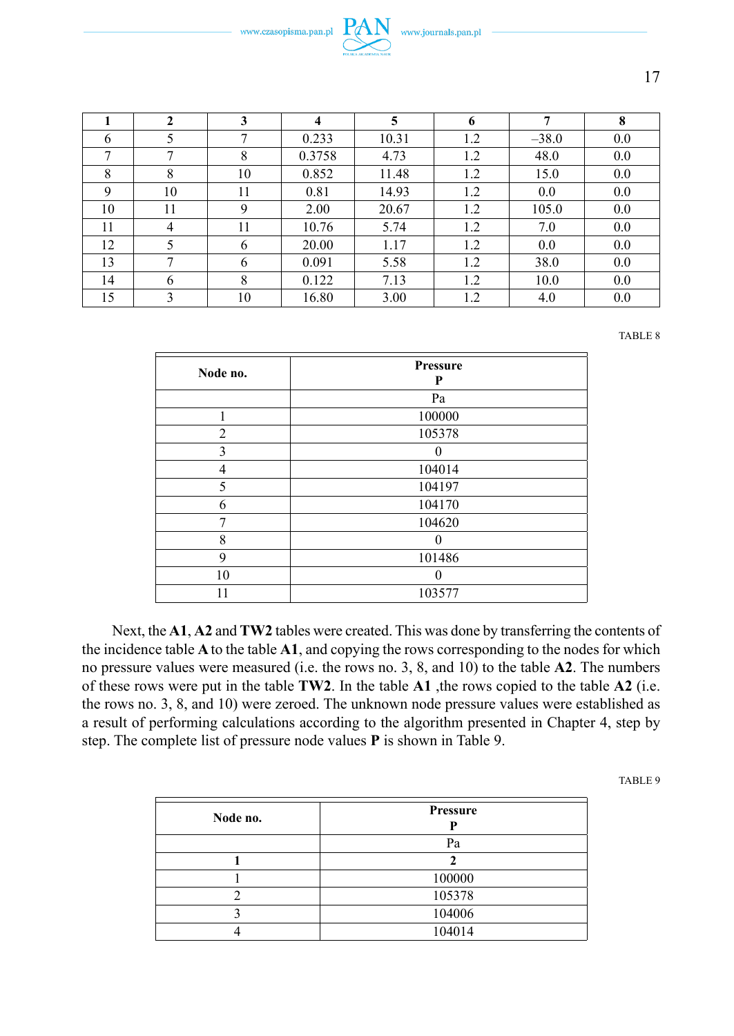| 1 | 2 | 3 | 4 | 5 | 6 | 7 | 8 |
|---|---|---|---|---|---|---|---|
| 6 | 5 | 7 | 0.233 | 10.31 | 1.2 | –38.0 | 0.0 |
| 7 | 7 | 8 | 0.3758 | 4.73 | 1.2 | 48.0 | 0.0 |
| 8 | 8 | 10 | 0.852 | 11.48 | 1.2 | 15.0 | 0.0 |
| 9 | 10 | 11 | 0.81 | 14.93 | 1.2 | 0.0 | 0.0 |
| 10 | 11 | 9 | 2.00 | 20.67 | 1.2 | 105.0 | 0.0 |
| 11 | 4 | 11 | 10.76 | 5.74 | 1.2 | 7.0 | 0.0 |
| 12 | 5 | 6 | 20.00 | 1.17 | 1.2 | 0.0 | 0.0 |
| 13 | 7 | 6 | 0.091 | 5.58 | 1.2 | 38.0 | 0.0 |
| 14 | 6 | 8 | 0.122 | 7.13 | 1.2 | 10.0 | 0.0 |
| 15 | 3 | 10 | 16.80 | 3.00 | 1.2 | 4.0 | 0.0 |

TABLE 8

| Node no. | Pressure P |
|---|---|
| | Pa |
| 1 | 100000 |
| 2 | 105378 |
| 3 | 0 |
| 4 | 104014 |
| 5 | 104197 |
| 6 | 104170 |
| 7 | 104620 |
| 8 | 0 |
| 9 | 101486 |
| 10 | 0 |
| 11 | 103577 |

Next, the **A1**, **A2** and **TW2** tables were created. This was done by transferring the contents of the incidence table **A** to the table **A1**, and copying the rows corresponding to the nodes for which no pressure values were measured (i.e. the rows no. 3, 8, and 10) to the table **A2**. The numbers of these rows were put in the table **TW2**. In the table **A1** ,the rows copied to the table **A2** (i.e. the rows no. 3, 8, and 10) were zeroed. The unknown node pressure values were established as a result of performing calculations according to the algorithm presented in Chapter 4, step by step. The complete list of pressure node values **P** is shown in Table 9.

TABLE 9

| Node no. | Pressure P |
|---|---|
| | Pa |
| **1** | **2** |
| 1 | 100000 |
| 2 | 105378 |
| 3 | 104006 |
| 4 | 104014 |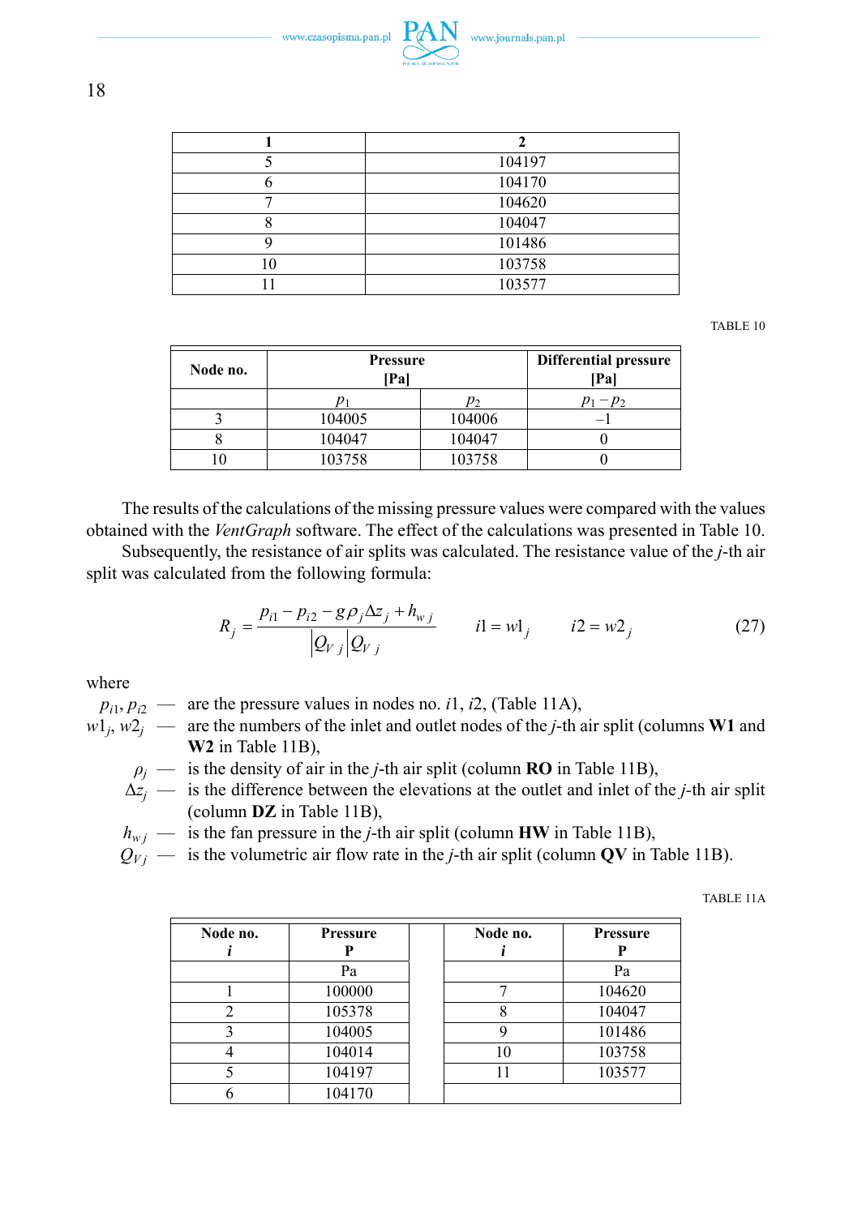| 1 | 2 |
|---|---|
| 5 | 104197 |
| 6 | 104170 |
| 7 | 104620 |
| 8 | 104047 |
| 9 | 101486 |
| 10 | 103758 |
| 11 | 103577 |

TABLE 10

| Node no. | Pressure [Pa] | | Differential pressure [Pa] |
|---|---|---|---|
| | $p_1$ | $p_2$ | $p_1 - p_2$ |
| 3 | 104005 | 104006 | –1 |
| 8 | 104047 | 104047 | 0 |
| 10 | 103758 | 103758 | 0 |

The results of the calculations of the missing pressure values were compared with the values obtained with the *VentGraph* software. The effect of the calculations was presented in Table 10.

Subsequently, the resistance of air splits was calculated. The resistance value of the *j*-th air split was calculated from the following formula:

$$R_j = \frac{p_{i1} - p_{i2} - g\rho_j \Delta z_j + h_{w\,j}}{\left|Q_{V\,j}\right| Q_{V\,j}} \qquad i1 = w1_j \qquad i2 = w2_j \tag{27}$$

where

- $p_{i1}, p_{i2}$ — are the pressure values in nodes no. $i1$, $i2$, (Table 11A),
- $w1_j$, $w2_j$ — are the numbers of the inlet and outlet nodes of the *j*-th air split (columns **W1** and **W2** in Table 11B),
- $\rho_j$ — is the density of air in the *j*-th air split (column **RO** in Table 11B),
- $\Delta z_j$ — is the difference between the elevations at the outlet and inlet of the *j*-th air split (column **DZ** in Table 11B),
- $h_{w\,j}$ — is the fan pressure in the *j*-th air split (column **HW** in Table 11B),
- $Q_{V\,j}$ — is the volumetric air flow rate in the *j*-th air split (column **QV** in Table 11B).

TABLE 11A

| Node no. *i* | Pressure P | | Node no. *i* | Pressure P |
|---|---|---|---|---|
| | Pa | | | Pa |
| 1 | 100000 | | 7 | 104620 |
| 2 | 105378 | | 8 | 104047 |
| 3 | 104005 | | 9 | 101486 |
| 4 | 104014 | | 10 | 103758 |
| 5 | 104197 | | 11 | 103577 |
| 6 | 104170 | | | |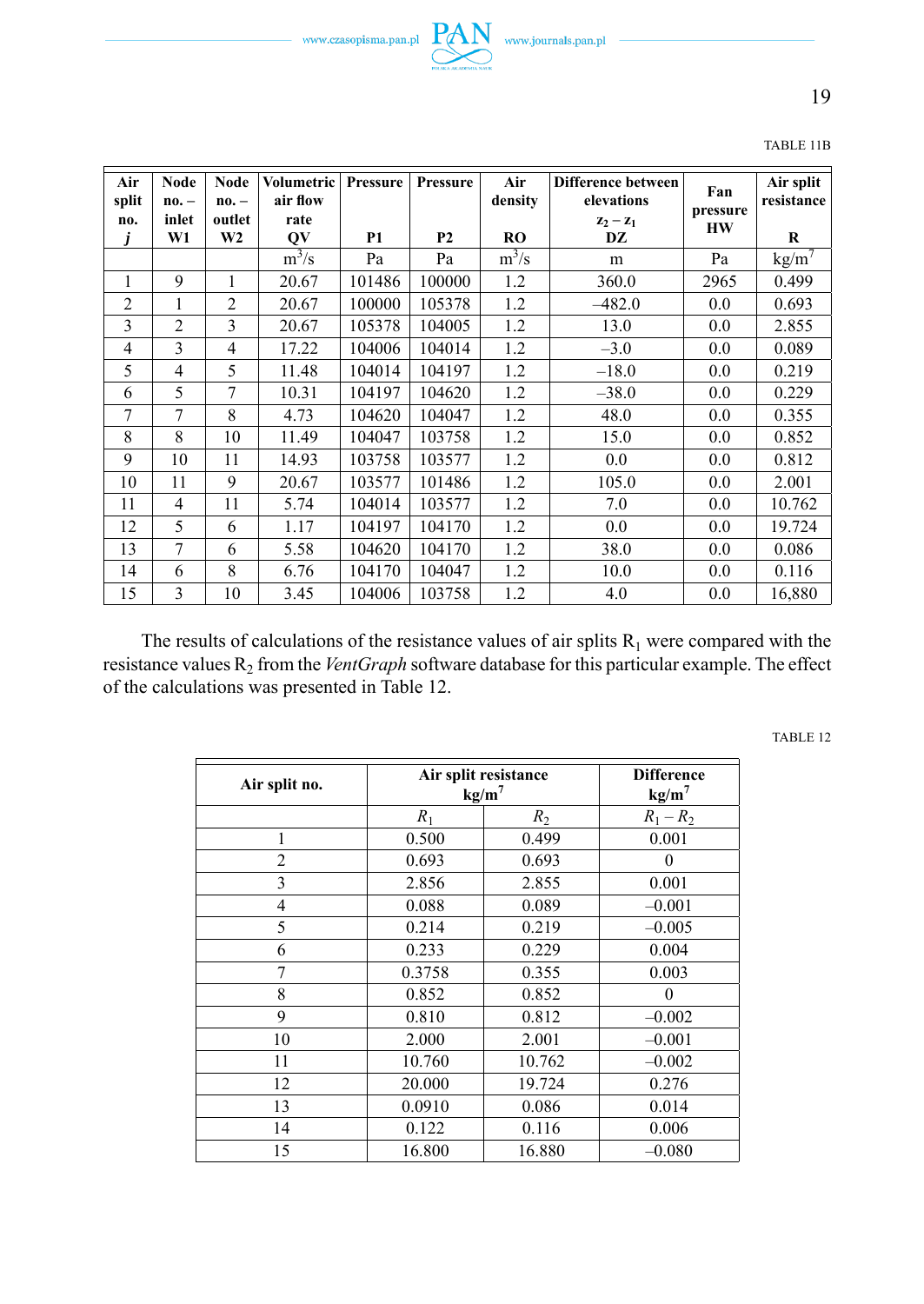TABLE 11B

| Air split no. $j$ | Node no. – inlet W1 | Node no. – outlet W2 | Volumetric air flow rate QV | Pressure P1 | Pressure P2 | Air density RO | Difference between elevations $z_2 - z_1$ DZ | Fan pressure HW | Air split resistance R |
|---|---|---|---|---|---|---|---|---|---|
| | | | $m^3/s$ | Pa | Pa | $m^3/s$ | m | Pa | $kg/m^7$ |
| 1 | 9 | 1 | 20.67 | 101486 | 100000 | 1.2 | 360.0 | 2965 | 0.499 |
| 2 | 1 | 2 | 20.67 | 100000 | 105378 | 1.2 | –482.0 | 0.0 | 0.693 |
| 3 | 2 | 3 | 20.67 | 105378 | 104005 | 1.2 | 13.0 | 0.0 | 2.855 |
| 4 | 3 | 4 | 17.22 | 104006 | 104014 | 1.2 | –3.0 | 0.0 | 0.089 |
| 5 | 4 | 5 | 11.48 | 104014 | 104197 | 1.2 | –18.0 | 0.0 | 0.219 |
| 6 | 5 | 7 | 10.31 | 104197 | 104620 | 1.2 | –38.0 | 0.0 | 0.229 |
| 7 | 7 | 8 | 4.73 | 104620 | 104047 | 1.2 | 48.0 | 0.0 | 0.355 |
| 8 | 8 | 10 | 11.49 | 104047 | 103758 | 1.2 | 15.0 | 0.0 | 0.852 |
| 9 | 10 | 11 | 14.93 | 103758 | 103577 | 1.2 | 0.0 | 0.0 | 0.812 |
| 10 | 11 | 9 | 20.67 | 103577 | 101486 | 1.2 | 105.0 | 0.0 | 2.001 |
| 11 | 4 | 11 | 5.74 | 104014 | 103577 | 1.2 | 7.0 | 0.0 | 10.762 |
| 12 | 5 | 6 | 1.17 | 104197 | 104170 | 1.2 | 0.0 | 0.0 | 19.724 |
| 13 | 7 | 6 | 5.58 | 104620 | 104170 | 1.2 | 38.0 | 0.0 | 0.086 |
| 14 | 6 | 8 | 6.76 | 104170 | 104047 | 1.2 | 10.0 | 0.0 | 0.116 |
| 15 | 3 | 10 | 3.45 | 104006 | 103758 | 1.2 | 4.0 | 0.0 | 16,880 |

The results of calculations of the resistance values of air splits $R_1$ were compared with the resistance values $R_2$ from the *VentGraph* software database for this particular example. The effect of the calculations was presented in Table 12.

TABLE 12

| Air split no. | Air split resistance $kg/m^7$ | | Difference $kg/m^7$ |
|---|---|---|---|
| | $R_1$ | $R_2$ | $R_1 - R_2$ |
| 1 | 0.500 | 0.499 | 0.001 |
| 2 | 0.693 | 0.693 | 0 |
| 3 | 2.856 | 2.855 | 0.001 |
| 4 | 0.088 | 0.089 | –0.001 |
| 5 | 0.214 | 0.219 | –0.005 |
| 6 | 0.233 | 0.229 | 0.004 |
| 7 | 0.3758 | 0.355 | 0.003 |
| 8 | 0.852 | 0.852 | 0 |
| 9 | 0.810 | 0.812 | –0.002 |
| 10 | 2.000 | 2.001 | –0.001 |
| 11 | 10.760 | 10.762 | –0.002 |
| 12 | 20.000 | 19.724 | 0.276 |
| 13 | 0.0910 | 0.086 | 0.014 |
| 14 | 0.122 | 0.116 | 0.006 |
| 15 | 16.800 | 16.880 | –0.080 |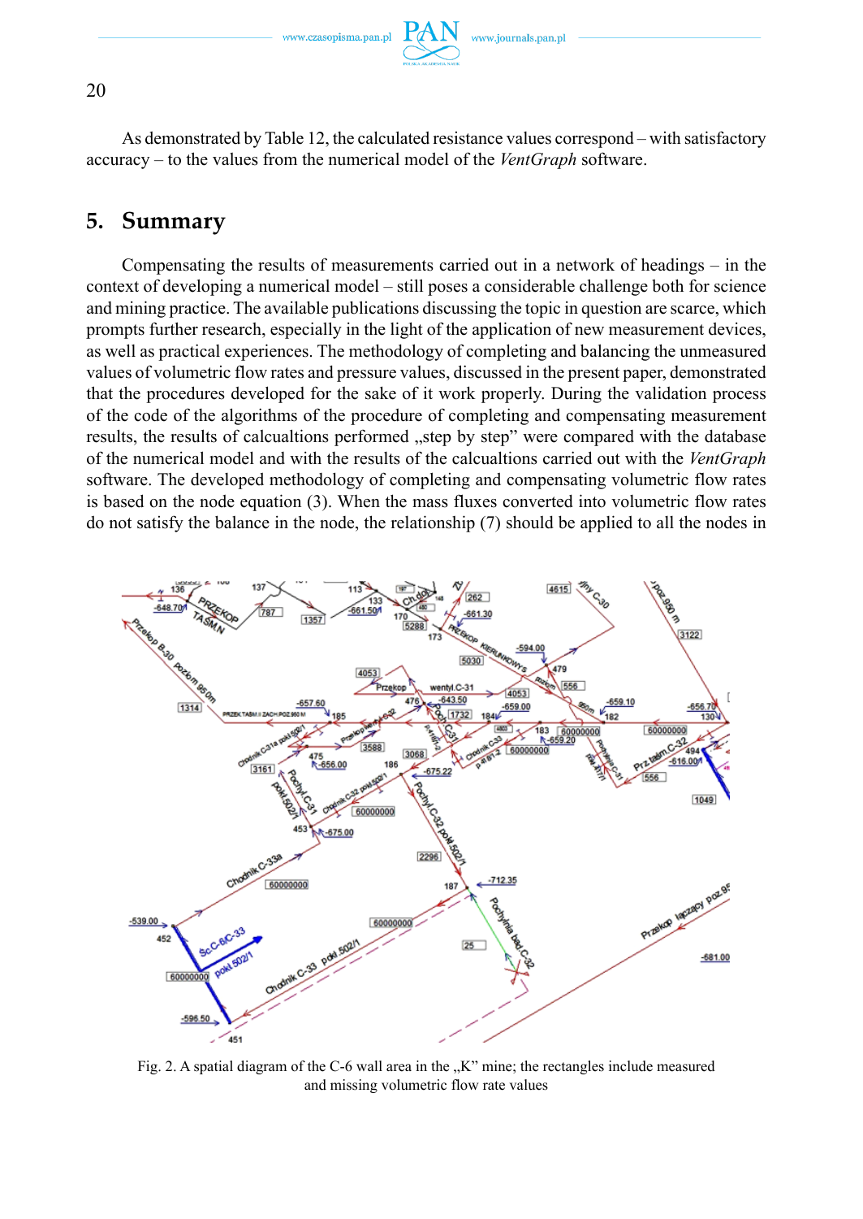As demonstrated by Table 12, the calculated resistance values correspond – with satisfactory accuracy – to the values from the numerical model of the *VentGraph* software.

## 5. Summary

Compensating the results of measurements carried out in a network of headings – in the context of developing a numerical model – still poses a considerable challenge both for science and mining practice. The available publications discussing the topic in question are scarce, which prompts further research, especially in the light of the application of new measurement devices, as well as practical experiences. The methodology of completing and balancing the unmeasured values of volumetric flow rates and pressure values, discussed in the present paper, demonstrated that the procedures developed for the sake of it work properly. During the validation process of the code of the algorithms of the procedure of completing and compensating measurement results, the results of calcualtions performed „step by step" were compared with the database of the numerical model and with the results of the calcualtions carried out with the *VentGraph* software. The developed methodology of completing and compensating volumetric flow rates is based on the node equation (3). When the mass fluxes converted into volumetric flow rates do not satisfy the balance in the node, the relationship (7) should be applied to all the nodes in

Fig. 2. A spatial diagram of the C-6 wall area in the „K" mine; the rectangles include measured and missing volumetric flow rate values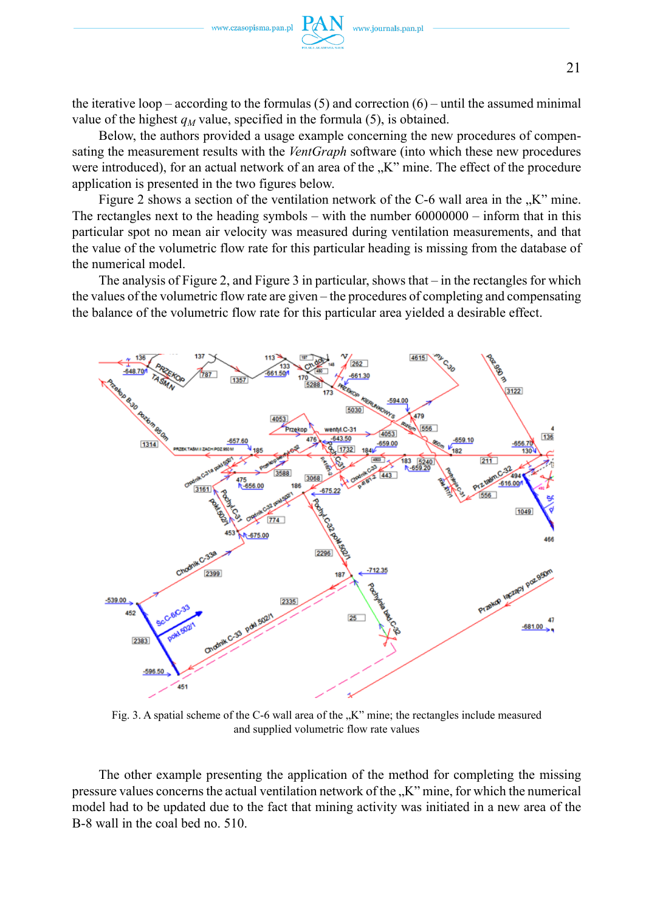the iterative loop – according to the formulas (5) and correction (6) – until the assumed minimal value of the highest $q_M$ value, specified in the formula (5), is obtained.

Below, the authors provided a usage example concerning the new procedures of compensating the measurement results with the *VentGraph* software (into which these new procedures were introduced), for an actual network of an area of the „K" mine. The effect of the procedure application is presented in the two figures below.

Figure 2 shows a section of the ventilation network of the C-6 wall area in the „K" mine. The rectangles next to the heading symbols – with the number 60000000 – inform that in this particular spot no mean air velocity was measured during ventilation measurements, and that the value of the volumetric flow rate for this particular heading is missing from the database of the numerical model.

The analysis of Figure 2, and Figure 3 in particular, shows that – in the rectangles for which the values of the volumetric flow rate are given – the procedures of completing and compensating the balance of the volumetric flow rate for this particular area yielded a desirable effect.

Fig. 3. A spatial scheme of the C-6 wall area of the „K" mine; the rectangles include measured and supplied volumetric flow rate values

The other example presenting the application of the method for completing the missing pressure values concerns the actual ventilation network of the „K" mine, for which the numerical model had to be updated due to the fact that mining activity was initiated in a new area of the B-8 wall in the coal bed no. 510.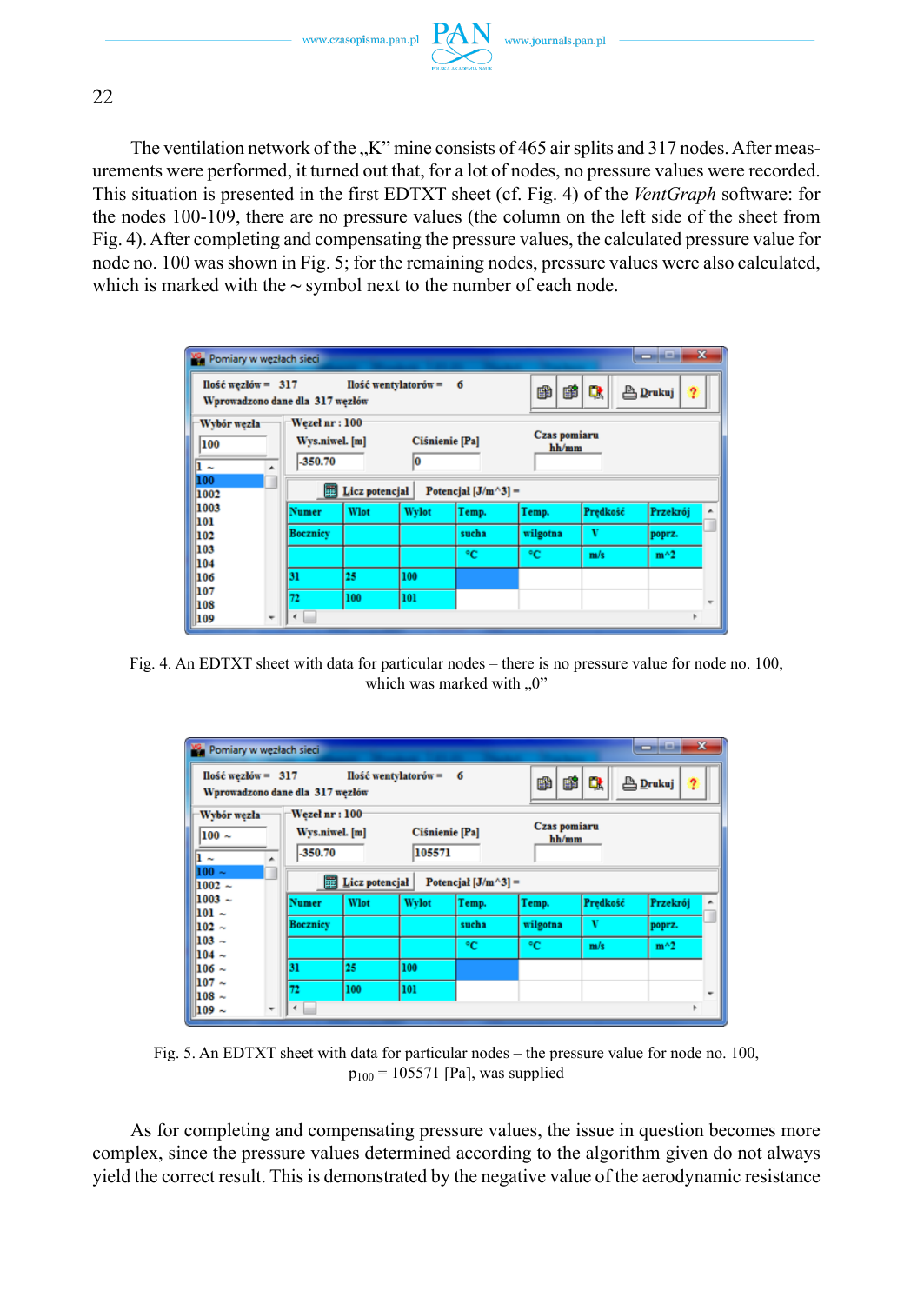The ventilation network of the „K" mine consists of 465 air splits and 317 nodes. After measurements were performed, it turned out that, for a lot of nodes, no pressure values were recorded. This situation is presented in the first EDTXT sheet (cf. Fig. 4) of the *VentGraph* software: for the nodes 100-109, there are no pressure values (the column on the left side of the sheet from Fig. 4). After completing and compensating the pressure values, the calculated pressure value for node no. 100 was shown in Fig. 5; for the remaining nodes, pressure values were also calculated, which is marked with the ~ symbol next to the number of each node.

Fig. 4. An EDTXT sheet with data for particular nodes – there is no pressure value for node no. 100, which was marked with „0"

Fig. 5. An EDTXT sheet with data for particular nodes – the pressure value for node no. 100, $p_{100}$ = 105571 [Pa], was supplied

As for completing and compensating pressure values, the issue in question becomes more complex, since the pressure values determined according to the algorithm given do not always yield the correct result. This is demonstrated by the negative value of the aerodynamic resistance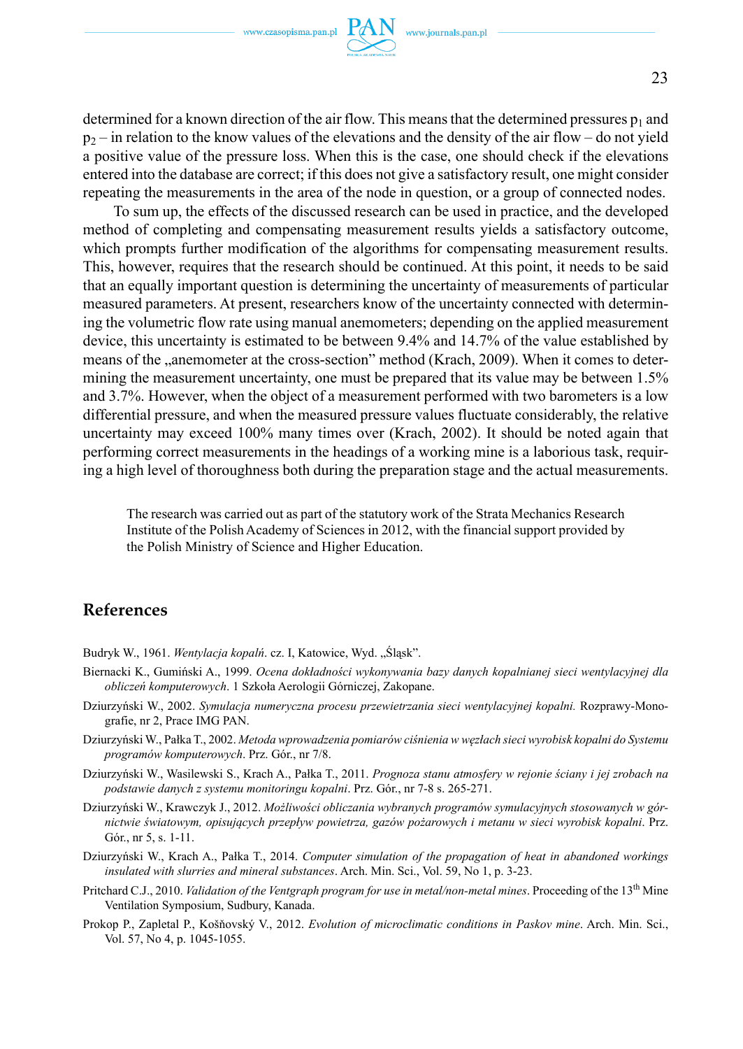determined for a known direction of the air flow. This means that the determined pressures $p_1$ and $p_2$ – in relation to the know values of the elevations and the density of the air flow – do not yield a positive value of the pressure loss. When this is the case, one should check if the elevations entered into the database are correct; if this does not give a satisfactory result, one might consider repeating the measurements in the area of the node in question, or a group of connected nodes.

To sum up, the effects of the discussed research can be used in practice, and the developed method of completing and compensating measurement results yields a satisfactory outcome, which prompts further modification of the algorithms for compensating measurement results. This, however, requires that the research should be continued. At this point, it needs to be said that an equally important question is determining the uncertainty of measurements of particular measured parameters. At present, researchers know of the uncertainty connected with determining the volumetric flow rate using manual anemometers; depending on the applied measurement device, this uncertainty is estimated to be between 9.4% and 14.7% of the value established by means of the „anemometer at the cross-section" method (Krach, 2009). When it comes to determining the measurement uncertainty, one must be prepared that its value may be between 1.5% and 3.7%. However, when the object of a measurement performed with two barometers is a low differential pressure, and when the measured pressure values fluctuate considerably, the relative uncertainty may exceed 100% many times over (Krach, 2002). It should be noted again that performing correct measurements in the headings of a working mine is a laborious task, requiring a high level of thoroughness both during the preparation stage and the actual measurements.

The research was carried out as part of the statutory work of the Strata Mechanics Research Institute of the Polish Academy of Sciences in 2012, with the financial support provided by the Polish Ministry of Science and Higher Education.

## References

Budryk W., 1961. *Wentylacja kopalń*. cz. I, Katowice, Wyd. „Śląsk".

Biernacki K., Gumiński A., 1999. *Ocena dokładności wykonywania bazy danych kopalnianej sieci wentylacyjnej dla obliczeń komputerowych*. 1 Szkoła Aerologii Górniczej, Zakopane.

Dziurzyński W., 2002. *Symulacja numeryczna procesu przewietrzania sieci wentylacyjnej kopalni.* Rozprawy-Monografie, nr 2, Prace IMG PAN.

Dziurzyński W., Pałka T., 2002. *Metoda wprowadzenia pomiarów ciśnienia w węzłach sieci wyrobisk kopalni do Systemu programów komputerowych*. Prz. Gór., nr 7/8.

Dziurzyński W., Wasilewski S., Krach A., Pałka T., 2011. *Prognoza stanu atmosfery w rejonie ściany i jej zrobach na podstawie danych z systemu monitoringu kopalni*. Prz. Gór., nr 7-8 s. 265-271.

Dziurzyński W., Krawczyk J., 2012. *Możliwości obliczania wybranych programów symulacyjnych stosowanych w górnictwie światowym, opisujących przepływ powietrza, gazów pożarowych i metanu w sieci wyrobisk kopalni*. Prz. Gór., nr 5, s. 1-11.

Dziurzyński W., Krach A., Pałka T., 2014. *Computer simulation of the propagation of heat in abandoned workings insulated with slurries and mineral substances*. Arch. Min. Sci., Vol. 59, No 1, p. 3-23.

Pritchard C.J., 2010. *Validation of the Ventgraph program for use in metal/non-metal mines*. Proceeding of the 13th Mine Ventilation Symposium, Sudbury, Kanada.

Prokop P., Zapletal P., Košňovský V., 2012. *Evolution of microclimatic conditions in Paskov mine*. Arch. Min. Sci., Vol. 57, No 4, p. 1045-1055.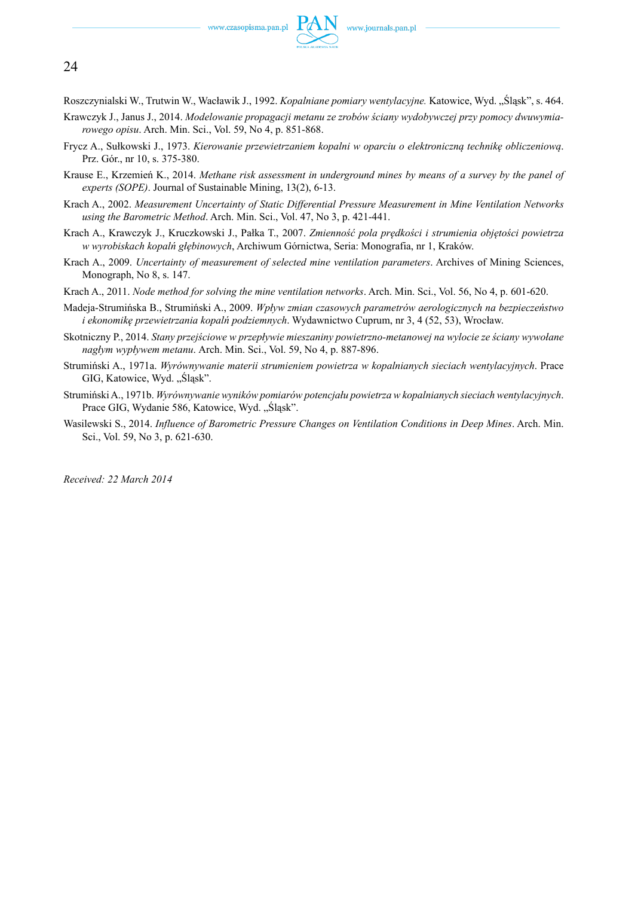Roszczynialski W., Trutwin W., Wacławik J., 1992. *Kopalniane pomiary wentylacyjne.* Katowice, Wyd. „Śląsk", s. 464.

Krawczyk J., Janus J., 2014. *Modelowanie propagacji metanu ze zrobów ściany wydobywczej przy pomocy dwuwymiarowego opisu*. Arch. Min. Sci., Vol. 59, No 4, p. 851-868.

Frycz A., Sułkowski J., 1973. *Kierowanie przewietrzaniem kopalni w oparciu o elektroniczną technikę obliczeniową*. Prz. Gór., nr 10, s. 375-380.

Krause E., Krzemień K., 2014. *Methane risk assessment in underground mines by means of a survey by the panel of experts (SOPE)*. Journal of Sustainable Mining, 13(2), 6-13.

Krach A., 2002. *Measurement Uncertainty of Static Differential Pressure Measurement in Mine Ventilation Networks using the Barometric Method*. Arch. Min. Sci., Vol. 47, No 3, p. 421-441.

Krach A., Krawczyk J., Kruczkowski J., Pałka T., 2007. *Zmienność pola prędkości i strumienia objętości powietrza w wyrobiskach kopalń głębinowych*, Archiwum Górnictwa, Seria: Monografia, nr 1, Kraków.

Krach A., 2009. *Uncertainty of measurement of selected mine ventilation parameters*. Archives of Mining Sciences, Monograph, No 8, s. 147.

Krach A., 2011. *Node method for solving the mine ventilation networks*. Arch. Min. Sci., Vol. 56, No 4, p. 601-620.

Madeja-Strumińska B., Strumiński A., 2009. *Wpływ zmian czasowych parametrów aerologicznych na bezpieczeństwo i ekonomikę przewietrzania kopalń podziemnych*. Wydawnictwo Cuprum, nr 3, 4 (52, 53), Wrocław.

Skotniczny P., 2014. *Stany przejściowe w przepływie mieszaniny powietrzno-metanowej na wylocie ze ściany wywołane nagłym wypływem metanu*. Arch. Min. Sci., Vol. 59, No 4, p. 887-896.

Strumiński A., 1971a. *Wyrównywanie materii strumieniem powietrza w kopalnianych sieciach wentylacyjnych*. Prace GIG, Katowice, Wyd. „Śląsk".

Strumiński A., 1971b. *Wyrównywanie wyników pomiarów potencjału powietrza w kopalnianych sieciach wentylacyjnych*. Prace GIG, Wydanie 586, Katowice, Wyd. „Śląsk".

Wasilewski S., 2014. *Influence of Barometric Pressure Changes on Ventilation Conditions in Deep Mines*. Arch. Min. Sci., Vol. 59, No 3, p. 621-630.

*Received: 22 March 2014*